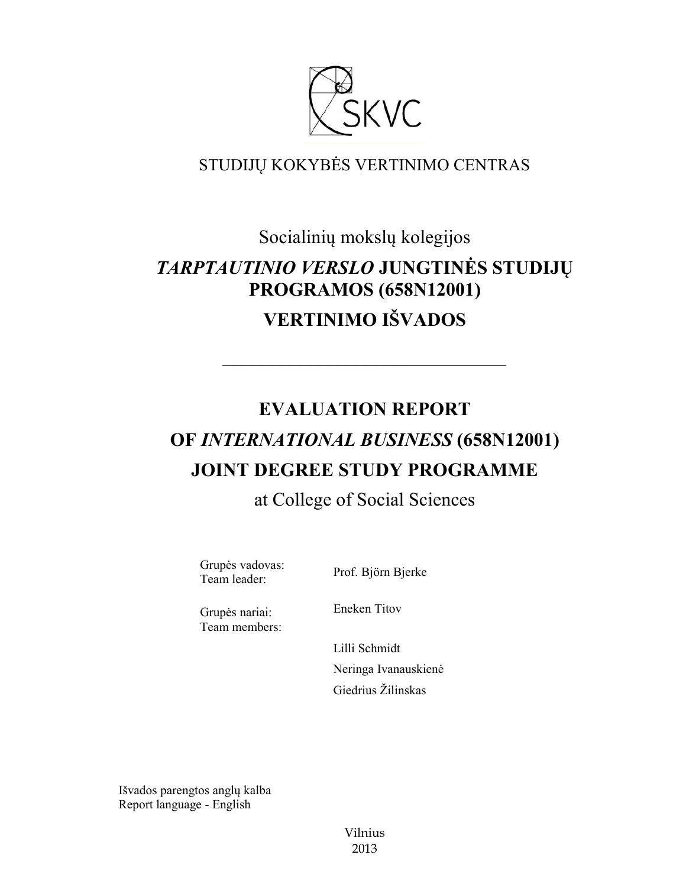STUDIJŲ KOKYBĖS VERTINIMO CENTRAS

Socialinių mokslų kolegijos

# *TARPTAUTINIO VERSLO* JUNGTINĖS STUDIJŲ PROGRAMOS (658N12001) VERTINIMO IŠVADOS

---

# EVALUATION REPORT OF *INTERNATIONAL BUSINESS* (658N12001) JOINT DEGREE STUDY PROGRAMME

at College of Social Sciences

Grupės vadovas:
Team leader: Prof. Björn Bjerke

Grupės nariai:
Team members: Eneken Titov

Lilli Schmidt

Neringa Ivanauskienė

Giedrius Žilinskas

Išvados parengtos anglų kalba
Report language - English

Vilnius
2013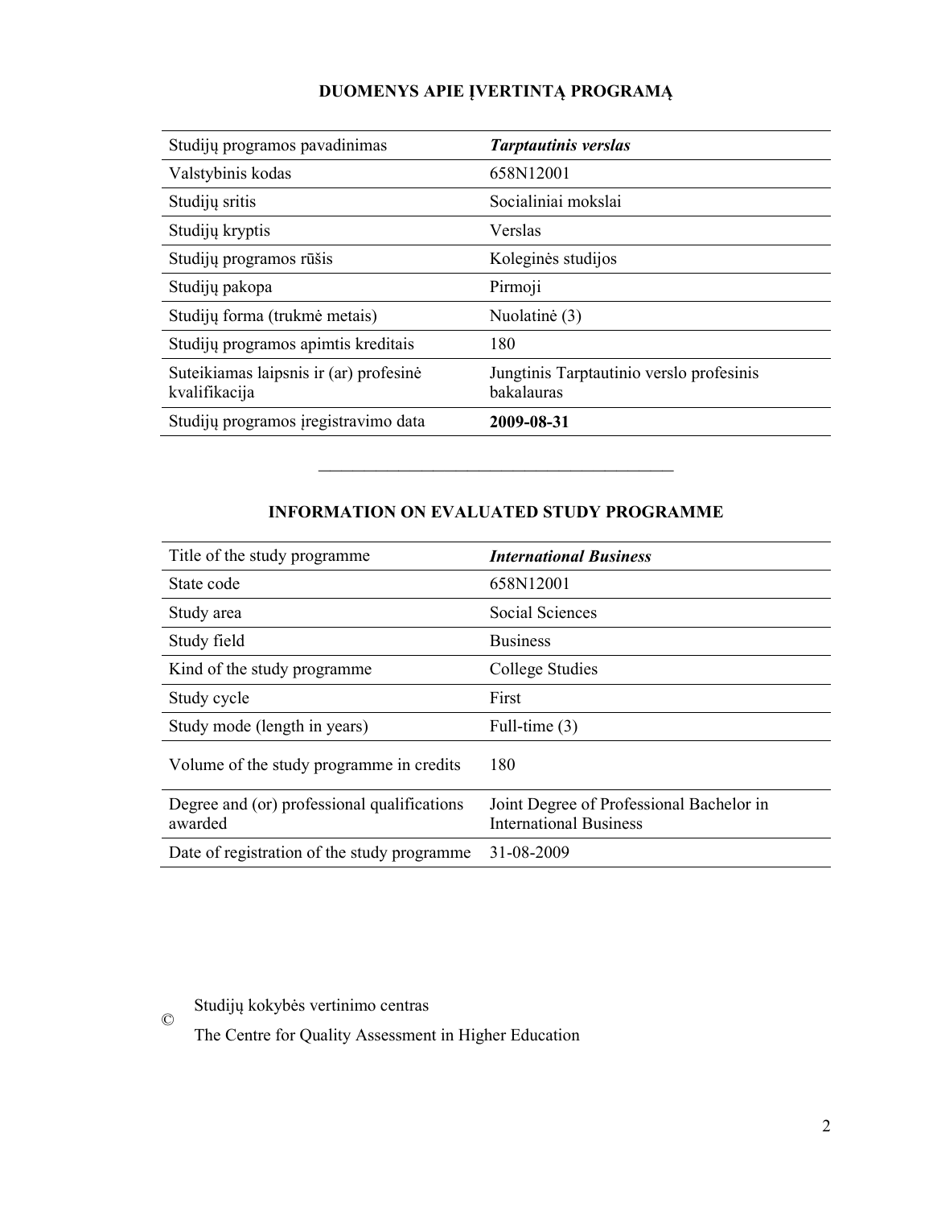## DUOMENYS APIE ĮVERTINTĄ PROGRAMĄ

| | |
|---|---|
| Studijų programos pavadinimas | ***Tarptautinis verslas*** |
| Valstybinis kodas | 658N12001 |
| Studijų sritis | Socialiniai mokslai |
| Studijų kryptis | Verslas |
| Studijų programos rūšis | Koleginės studijos |
| Studijų pakopa | Pirmoji |
| Studijų forma (trukmė metais) | Nuolatinė (3) |
| Studijų programos apimtis kreditais | 180 |
| Suteikiamas laipsnis ir (ar) profesinė kvalifikacija | Jungtinis Tarptautinio verslo profesinis bakalauras |
| Studijų programos įregistravimo data | **2009-08-31** |

---

## INFORMATION ON EVALUATED STUDY PROGRAMME

| | |
|---|---|
| Title of the study programme | ***International Business*** |
| State code | 658N12001 |
| Study area | Social Sciences |
| Study field | Business |
| Kind of the study programme | College Studies |
| Study cycle | First |
| Study mode (length in years) | Full-time (3) |
| Volume of the study programme in credits | 180 |
| Degree and (or) professional qualifications awarded | Joint Degree of Professional Bachelor in International Business |
| Date of registration of the study programme | 31-08-2009 |

© Studijų kokybės vertinimo centras

The Centre for Quality Assessment in Higher Education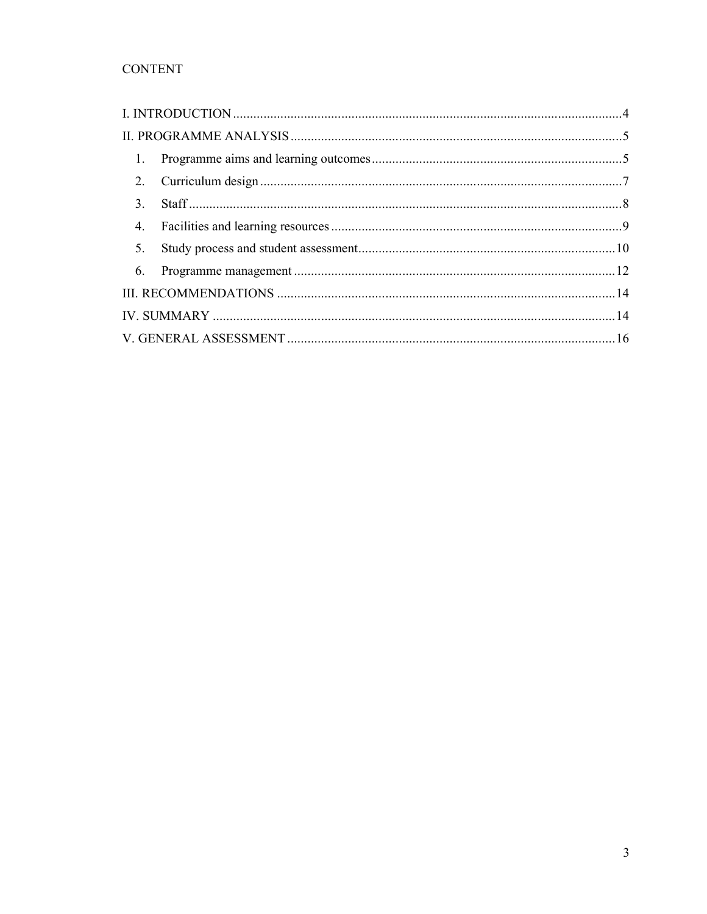CONTENT

I. INTRODUCTION ....................................................................................................................4

II. PROGRAMME ANALYSIS ..................................................................................................5

1. Programme aims and learning outcomes ..........................................................................5
2. Curriculum design ...........................................................................................................7
3. Staff ................................................................................................................................8
4. Facilities and learning resources ......................................................................................9
5. Study process and student assessment............................................................................10
6. Programme management ...............................................................................................12

III. RECOMMENDATIONS ....................................................................................................14

IV. SUMMARY .......................................................................................................................14

V. GENERAL ASSESSMENT .................................................................................................16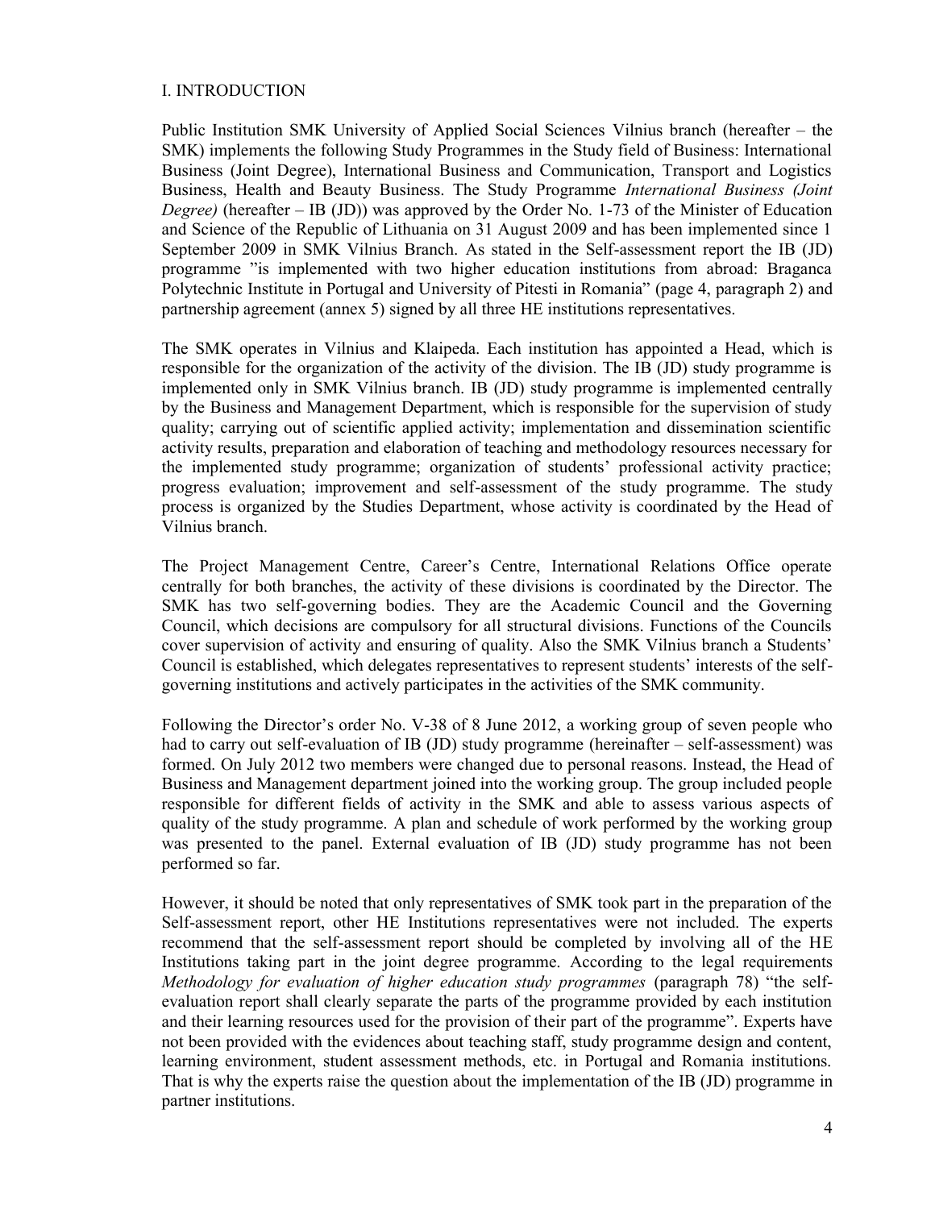# I. INTRODUCTION

Public Institution SMK University of Applied Social Sciences Vilnius branch (hereafter – the SMK) implements the following Study Programmes in the Study field of Business: International Business (Joint Degree), International Business and Communication, Transport and Logistics Business, Health and Beauty Business. The Study Programme *International Business (Joint Degree)* (hereafter – IB (JD)) was approved by the Order No. 1-73 of the Minister of Education and Science of the Republic of Lithuania on 31 August 2009 and has been implemented since 1 September 2009 in SMK Vilnius Branch. As stated in the Self-assessment report the IB (JD) programme "is implemented with two higher education institutions from abroad: Braganca Polytechnic Institute in Portugal and University of Pitesti in Romania" (page 4, paragraph 2) and partnership agreement (annex 5) signed by all three HE institutions representatives.

The SMK operates in Vilnius and Klaipeda. Each institution has appointed a Head, which is responsible for the organization of the activity of the division. The IB (JD) study programme is implemented only in SMK Vilnius branch. IB (JD) study programme is implemented centrally by the Business and Management Department, which is responsible for the supervision of study quality; carrying out of scientific applied activity; implementation and dissemination scientific activity results, preparation and elaboration of teaching and methodology resources necessary for the implemented study programme; organization of students' professional activity practice; progress evaluation; improvement and self-assessment of the study programme. The study process is organized by the Studies Department, whose activity is coordinated by the Head of Vilnius branch.

The Project Management Centre, Career's Centre, International Relations Office operate centrally for both branches, the activity of these divisions is coordinated by the Director. The SMK has two self-governing bodies. They are the Academic Council and the Governing Council, which decisions are compulsory for all structural divisions. Functions of the Councils cover supervision of activity and ensuring of quality. Also the SMK Vilnius branch a Students' Council is established, which delegates representatives to represent students' interests of the self-governing institutions and actively participates in the activities of the SMK community.

Following the Director's order No. V-38 of 8 June 2012, a working group of seven people who had to carry out self-evaluation of IB (JD) study programme (hereinafter – self-assessment) was formed. On July 2012 two members were changed due to personal reasons. Instead, the Head of Business and Management department joined into the working group. The group included people responsible for different fields of activity in the SMK and able to assess various aspects of quality of the study programme. A plan and schedule of work performed by the working group was presented to the panel. External evaluation of IB (JD) study programme has not been performed so far.

However, it should be noted that only representatives of SMK took part in the preparation of the Self-assessment report, other HE Institutions representatives were not included. The experts recommend that the self-assessment report should be completed by involving all of the HE Institutions taking part in the joint degree programme. According to the legal requirements *Methodology for evaluation of higher education study programmes* (paragraph 78) "the self-evaluation report shall clearly separate the parts of the programme provided by each institution and their learning resources used for the provision of their part of the programme". Experts have not been provided with the evidences about teaching staff, study programme design and content, learning environment, student assessment methods, etc. in Portugal and Romania institutions. That is why the experts raise the question about the implementation of the IB (JD) programme in partner institutions.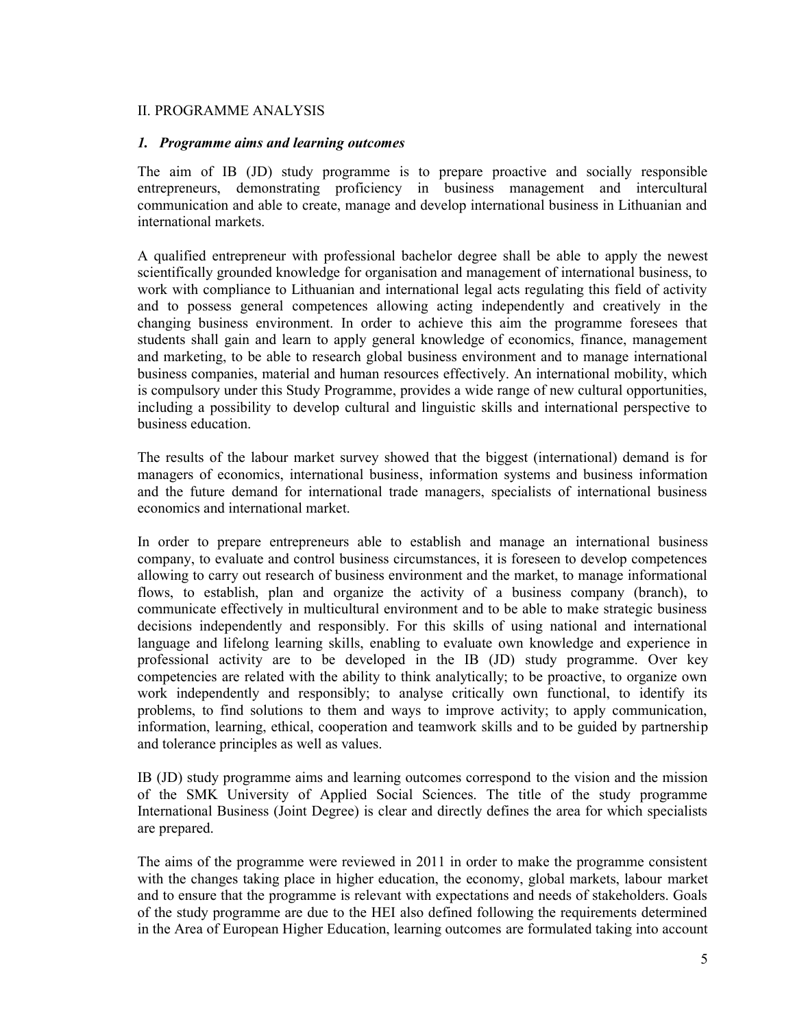## II. PROGRAMME ANALYSIS

### *1. Programme aims and learning outcomes*

The aim of IB (JD) study programme is to prepare proactive and socially responsible entrepreneurs, demonstrating proficiency in business management and intercultural communication and able to create, manage and develop international business in Lithuanian and international markets.

A qualified entrepreneur with professional bachelor degree shall be able to apply the newest scientifically grounded knowledge for organisation and management of international business, to work with compliance to Lithuanian and international legal acts regulating this field of activity and to possess general competences allowing acting independently and creatively in the changing business environment. In order to achieve this aim the programme foresees that students shall gain and learn to apply general knowledge of economics, finance, management and marketing, to be able to research global business environment and to manage international business companies, material and human resources effectively. An international mobility, which is compulsory under this Study Programme, provides a wide range of new cultural opportunities, including a possibility to develop cultural and linguistic skills and international perspective to business education.

The results of the labour market survey showed that the biggest (international) demand is for managers of economics, international business, information systems and business information and the future demand for international trade managers, specialists of international business economics and international market.

In order to prepare entrepreneurs able to establish and manage an international business company, to evaluate and control business circumstances, it is foreseen to develop competences allowing to carry out research of business environment and the market, to manage informational flows, to establish, plan and organize the activity of a business company (branch), to communicate effectively in multicultural environment and to be able to make strategic business decisions independently and responsibly. For this skills of using national and international language and lifelong learning skills, enabling to evaluate own knowledge and experience in professional activity are to be developed in the IB (JD) study programme. Over key competencies are related with the ability to think analytically; to be proactive, to organize own work independently and responsibly; to analyse critically own functional, to identify its problems, to find solutions to them and ways to improve activity; to apply communication, information, learning, ethical, cooperation and teamwork skills and to be guided by partnership and tolerance principles as well as values.

IB (JD) study programme aims and learning outcomes correspond to the vision and the mission of the SMK University of Applied Social Sciences. The title of the study programme International Business (Joint Degree) is clear and directly defines the area for which specialists are prepared.

The aims of the programme were reviewed in 2011 in order to make the programme consistent with the changes taking place in higher education, the economy, global markets, labour market and to ensure that the programme is relevant with expectations and needs of stakeholders. Goals of the study programme are due to the HEI also defined following the requirements determined in the Area of European Higher Education, learning outcomes are formulated taking into account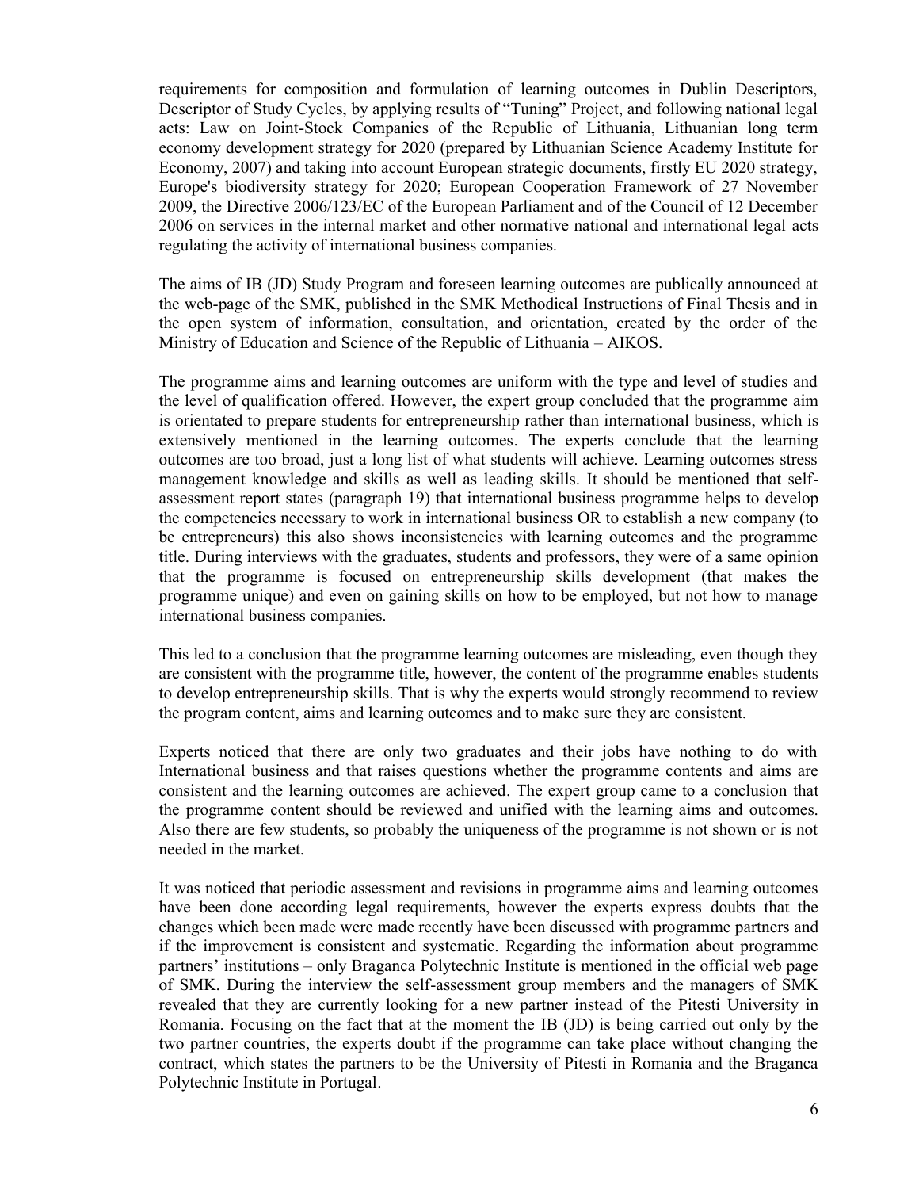requirements for composition and formulation of learning outcomes in Dublin Descriptors, Descriptor of Study Cycles, by applying results of "Tuning" Project, and following national legal acts: Law on Joint-Stock Companies of the Republic of Lithuania, Lithuanian long term economy development strategy for 2020 (prepared by Lithuanian Science Academy Institute for Economy, 2007) and taking into account European strategic documents, firstly EU 2020 strategy, Europe's biodiversity strategy for 2020; European Cooperation Framework of 27 November 2009, the Directive 2006/123/EC of the European Parliament and of the Council of 12 December 2006 on services in the internal market and other normative national and international legal acts regulating the activity of international business companies.

The aims of IB (JD) Study Program and foreseen learning outcomes are publically announced at the web-page of the SMK, published in the SMK Methodical Instructions of Final Thesis and in the open system of information, consultation, and orientation, created by the order of the Ministry of Education and Science of the Republic of Lithuania – AIKOS.

The programme aims and learning outcomes are uniform with the type and level of studies and the level of qualification offered. However, the expert group concluded that the programme aim is orientated to prepare students for entrepreneurship rather than international business, which is extensively mentioned in the learning outcomes. The experts conclude that the learning outcomes are too broad, just a long list of what students will achieve. Learning outcomes stress management knowledge and skills as well as leading skills. It should be mentioned that self-assessment report states (paragraph 19) that international business programme helps to develop the competencies necessary to work in international business OR to establish a new company (to be entrepreneurs) this also shows inconsistencies with learning outcomes and the programme title. During interviews with the graduates, students and professors, they were of a same opinion that the programme is focused on entrepreneurship skills development (that makes the programme unique) and even on gaining skills on how to be employed, but not how to manage international business companies.

This led to a conclusion that the programme learning outcomes are misleading, even though they are consistent with the programme title, however, the content of the programme enables students to develop entrepreneurship skills. That is why the experts would strongly recommend to review the program content, aims and learning outcomes and to make sure they are consistent.

Experts noticed that there are only two graduates and their jobs have nothing to do with International business and that raises questions whether the programme contents and aims are consistent and the learning outcomes are achieved. The expert group came to a conclusion that the programme content should be reviewed and unified with the learning aims and outcomes. Also there are few students, so probably the uniqueness of the programme is not shown or is not needed in the market.

It was noticed that periodic assessment and revisions in programme aims and learning outcomes have been done according legal requirements, however the experts express doubts that the changes which been made were made recently have been discussed with programme partners and if the improvement is consistent and systematic. Regarding the information about programme partners' institutions – only Braganca Polytechnic Institute is mentioned in the official web page of SMK. During the interview the self-assessment group members and the managers of SMK revealed that they are currently looking for a new partner instead of the Pitesti University in Romania. Focusing on the fact that at the moment the IB (JD) is being carried out only by the two partner countries, the experts doubt if the programme can take place without changing the contract, which states the partners to be the University of Pitesti in Romania and the Braganca Polytechnic Institute in Portugal.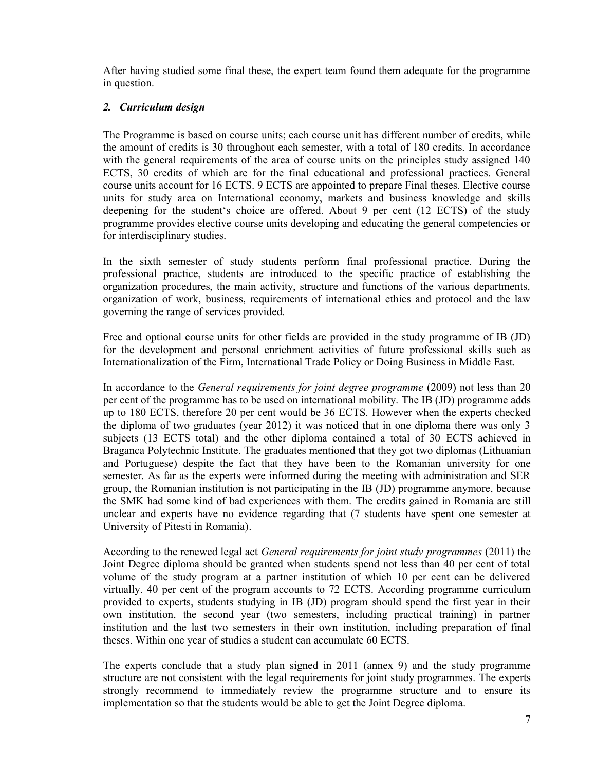After having studied some final these, the expert team found them adequate for the programme in question.

## *2. Curriculum design*

The Programme is based on course units; each course unit has different number of credits, while the amount of credits is 30 throughout each semester, with a total of 180 credits. In accordance with the general requirements of the area of course units on the principles study assigned 140 ECTS, 30 credits of which are for the final educational and professional practices. General course units account for 16 ECTS. 9 ECTS are appointed to prepare Final theses. Elective course units for study area on International economy, markets and business knowledge and skills deepening for the student's choice are offered. About 9 per cent (12 ECTS) of the study programme provides elective course units developing and educating the general competencies or for interdisciplinary studies.

In the sixth semester of study students perform final professional practice. During the professional practice, students are introduced to the specific practice of establishing the organization procedures, the main activity, structure and functions of the various departments, organization of work, business, requirements of international ethics and protocol and the law governing the range of services provided.

Free and optional course units for other fields are provided in the study programme of IB (JD) for the development and personal enrichment activities of future professional skills such as Internationalization of the Firm, International Trade Policy or Doing Business in Middle East.

In accordance to the *General requirements for joint degree programme* (2009) not less than 20 per cent of the programme has to be used on international mobility. The IB (JD) programme adds up to 180 ECTS, therefore 20 per cent would be 36 ECTS. However when the experts checked the diploma of two graduates (year 2012) it was noticed that in one diploma there was only 3 subjects (13 ECTS total) and the other diploma contained a total of 30 ECTS achieved in Braganca Polytechnic Institute. The graduates mentioned that they got two diplomas (Lithuanian and Portuguese) despite the fact that they have been to the Romanian university for one semester. As far as the experts were informed during the meeting with administration and SER group, the Romanian institution is not participating in the IB (JD) programme anymore, because the SMK had some kind of bad experiences with them. The credits gained in Romania are still unclear and experts have no evidence regarding that (7 students have spent one semester at University of Pitesti in Romania).

According to the renewed legal act *General requirements for joint study programmes* (2011) the Joint Degree diploma should be granted when students spend not less than 40 per cent of total volume of the study program at a partner institution of which 10 per cent can be delivered virtually. 40 per cent of the program accounts to 72 ECTS. According programme curriculum provided to experts, students studying in IB (JD) program should spend the first year in their own institution, the second year (two semesters, including practical training) in partner institution and the last two semesters in their own institution, including preparation of final theses. Within one year of studies a student can accumulate 60 ECTS.

The experts conclude that a study plan signed in 2011 (annex 9) and the study programme structure are not consistent with the legal requirements for joint study programmes. The experts strongly recommend to immediately review the programme structure and to ensure its implementation so that the students would be able to get the Joint Degree diploma.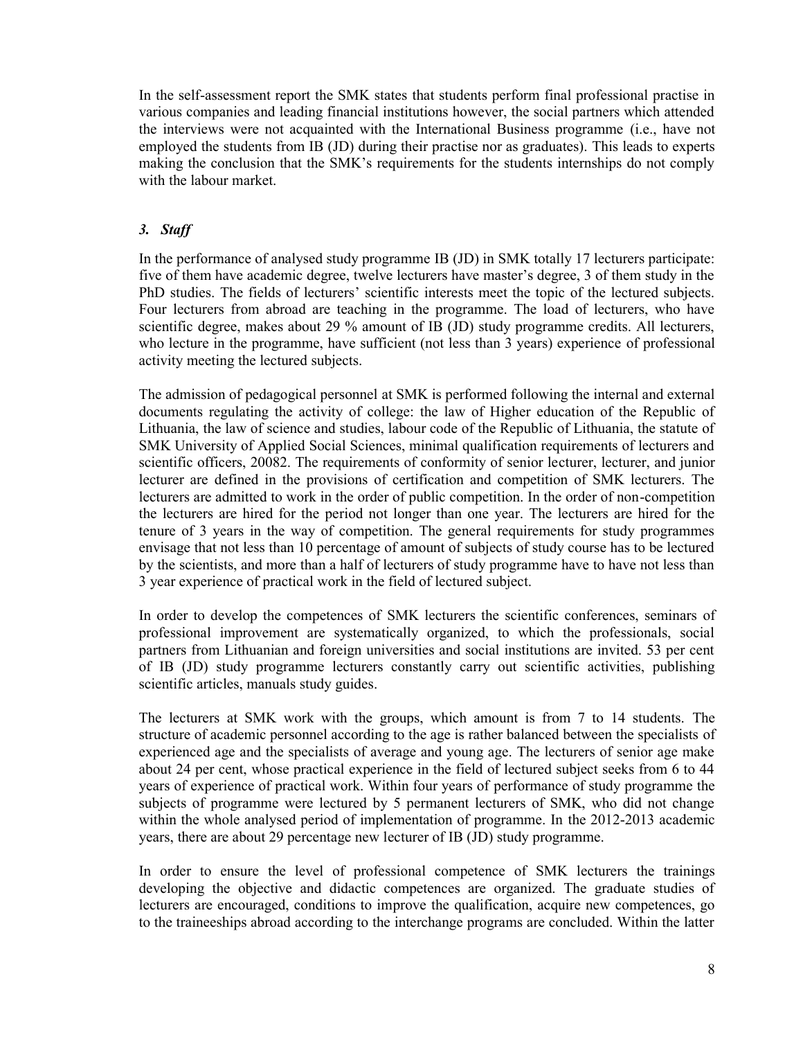In the self-assessment report the SMK states that students perform final professional practise in various companies and leading financial institutions however, the social partners which attended the interviews were not acquainted with the International Business programme (i.e., have not employed the students from IB (JD) during their practise nor as graduates). This leads to experts making the conclusion that the SMK's requirements for the students internships do not comply with the labour market.

### *3. Staff*

In the performance of analysed study programme IB (JD) in SMK totally 17 lecturers participate: five of them have academic degree, twelve lecturers have master's degree, 3 of them study in the PhD studies. The fields of lecturers' scientific interests meet the topic of the lectured subjects. Four lecturers from abroad are teaching in the programme. The load of lecturers, who have scientific degree, makes about 29 % amount of IB (JD) study programme credits. All lecturers, who lecture in the programme, have sufficient (not less than 3 years) experience of professional activity meeting the lectured subjects.

The admission of pedagogical personnel at SMK is performed following the internal and external documents regulating the activity of college: the law of Higher education of the Republic of Lithuania, the law of science and studies, labour code of the Republic of Lithuania, the statute of SMK University of Applied Social Sciences, minimal qualification requirements of lecturers and scientific officers, 20082. The requirements of conformity of senior lecturer, lecturer, and junior lecturer are defined in the provisions of certification and competition of SMK lecturers. The lecturers are admitted to work in the order of public competition. In the order of non-competition the lecturers are hired for the period not longer than one year. The lecturers are hired for the tenure of 3 years in the way of competition. The general requirements for study programmes envisage that not less than 10 percentage of amount of subjects of study course has to be lectured by the scientists, and more than a half of lecturers of study programme have to have not less than 3 year experience of practical work in the field of lectured subject.

In order to develop the competences of SMK lecturers the scientific conferences, seminars of professional improvement are systematically organized, to which the professionals, social partners from Lithuanian and foreign universities and social institutions are invited. 53 per cent of IB (JD) study programme lecturers constantly carry out scientific activities, publishing scientific articles, manuals study guides.

The lecturers at SMK work with the groups, which amount is from 7 to 14 students. The structure of academic personnel according to the age is rather balanced between the specialists of experienced age and the specialists of average and young age. The lecturers of senior age make about 24 per cent, whose practical experience in the field of lectured subject seeks from 6 to 44 years of experience of practical work. Within four years of performance of study programme the subjects of programme were lectured by 5 permanent lecturers of SMK, who did not change within the whole analysed period of implementation of programme. In the 2012-2013 academic years, there are about 29 percentage new lecturer of IB (JD) study programme.

In order to ensure the level of professional competence of SMK lecturers the trainings developing the objective and didactic competences are organized. The graduate studies of lecturers are encouraged, conditions to improve the qualification, acquire new competences, go to the traineeships abroad according to the interchange programs are concluded. Within the latter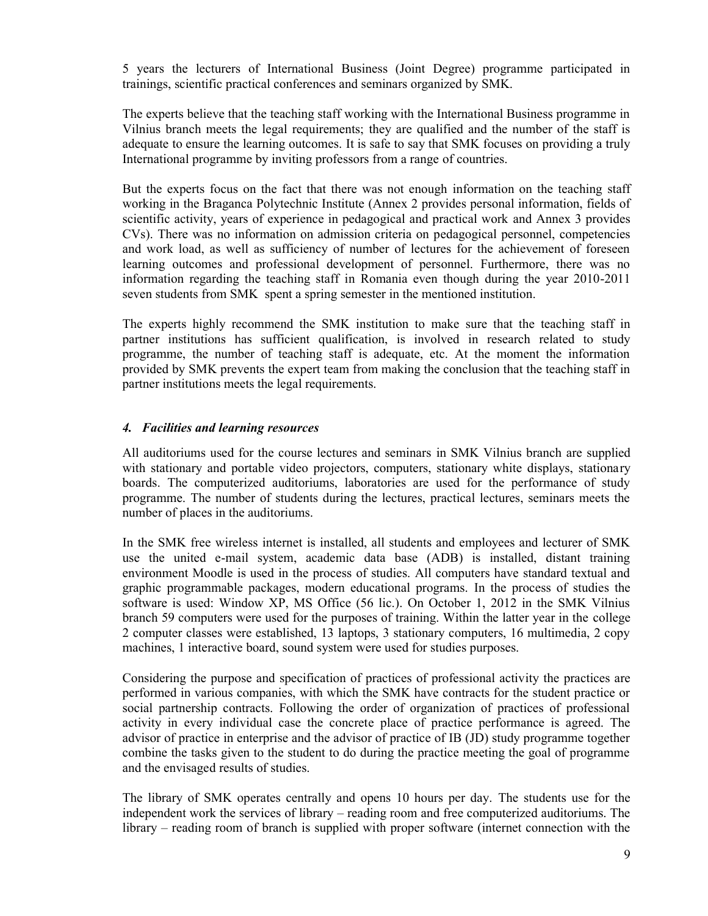5 years the lecturers of International Business (Joint Degree) programme participated in trainings, scientific practical conferences and seminars organized by SMK.

The experts believe that the teaching staff working with the International Business programme in Vilnius branch meets the legal requirements; they are qualified and the number of the staff is adequate to ensure the learning outcomes. It is safe to say that SMK focuses on providing a truly International programme by inviting professors from a range of countries.

But the experts focus on the fact that there was not enough information on the teaching staff working in the Braganca Polytechnic Institute (Annex 2 provides personal information, fields of scientific activity, years of experience in pedagogical and practical work and Annex 3 provides CVs). There was no information on admission criteria on pedagogical personnel, competencies and work load, as well as sufficiency of number of lectures for the achievement of foreseen learning outcomes and professional development of personnel. Furthermore, there was no information regarding the teaching staff in Romania even though during the year 2010-2011 seven students from SMK spent a spring semester in the mentioned institution.

The experts highly recommend the SMK institution to make sure that the teaching staff in partner institutions has sufficient qualification, is involved in research related to study programme, the number of teaching staff is adequate, etc. At the moment the information provided by SMK prevents the expert team from making the conclusion that the teaching staff in partner institutions meets the legal requirements.

### *4. Facilities and learning resources*

All auditoriums used for the course lectures and seminars in SMK Vilnius branch are supplied with stationary and portable video projectors, computers, stationary white displays, stationary boards. The computerized auditoriums, laboratories are used for the performance of study programme. The number of students during the lectures, practical lectures, seminars meets the number of places in the auditoriums.

In the SMK free wireless internet is installed, all students and employees and lecturer of SMK use the united e-mail system, academic data base (ADB) is installed, distant training environment Moodle is used in the process of studies. All computers have standard textual and graphic programmable packages, modern educational programs. In the process of studies the software is used: Window XP, MS Office (56 lic.). On October 1, 2012 in the SMK Vilnius branch 59 computers were used for the purposes of training. Within the latter year in the college 2 computer classes were established, 13 laptops, 3 stationary computers, 16 multimedia, 2 copy machines, 1 interactive board, sound system were used for studies purposes.

Considering the purpose and specification of practices of professional activity the practices are performed in various companies, with which the SMK have contracts for the student practice or social partnership contracts. Following the order of organization of practices of professional activity in every individual case the concrete place of practice performance is agreed. The advisor of practice in enterprise and the advisor of practice of IB (JD) study programme together combine the tasks given to the student to do during the practice meeting the goal of programme and the envisaged results of studies.

The library of SMK operates centrally and opens 10 hours per day. The students use for the independent work the services of library – reading room and free computerized auditoriums. The library – reading room of branch is supplied with proper software (internet connection with the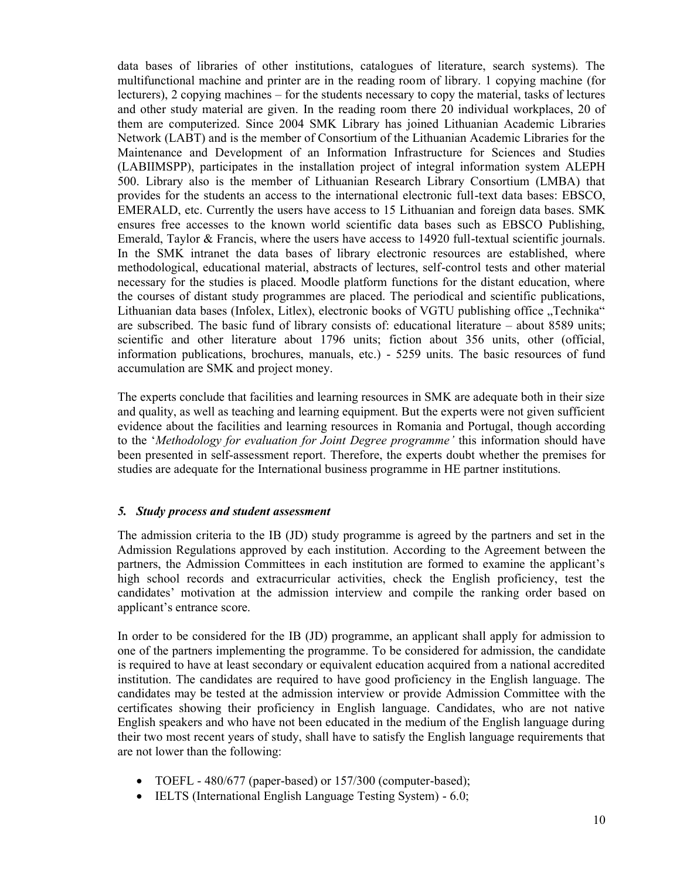data bases of libraries of other institutions, catalogues of literature, search systems). The multifunctional machine and printer are in the reading room of library. 1 copying machine (for lecturers), 2 copying machines – for the students necessary to copy the material, tasks of lectures and other study material are given. In the reading room there 20 individual workplaces, 20 of them are computerized. Since 2004 SMK Library has joined Lithuanian Academic Libraries Network (LABT) and is the member of Consortium of the Lithuanian Academic Libraries for the Maintenance and Development of an Information Infrastructure for Sciences and Studies (LABIIMSPP), participates in the installation project of integral information system ALEPH 500. Library also is the member of Lithuanian Research Library Consortium (LMBA) that provides for the students an access to the international electronic full-text data bases: EBSCO, EMERALD, etc. Currently the users have access to 15 Lithuanian and foreign data bases. SMK ensures free accesses to the known world scientific data bases such as EBSCO Publishing, Emerald, Taylor & Francis, where the users have access to 14920 full-textual scientific journals. In the SMK intranet the data bases of library electronic resources are established, where methodological, educational material, abstracts of lectures, self-control tests and other material necessary for the studies is placed. Moodle platform functions for the distant education, where the courses of distant study programmes are placed. The periodical and scientific publications, Lithuanian data bases (Infolex, Litlex), electronic books of VGTU publishing office „Technika" are subscribed. The basic fund of library consists of: educational literature – about 8589 units; scientific and other literature about 1796 units; fiction about 356 units, other (official, information publications, brochures, manuals, etc.) - 5259 units. The basic resources of fund accumulation are SMK and project money.

The experts conclude that facilities and learning resources in SMK are adequate both in their size and quality, as well as teaching and learning equipment. But the experts were not given sufficient evidence about the facilities and learning resources in Romania and Portugal, though according to the '*Methodology for evaluation for Joint Degree programme'* this information should have been presented in self-assessment report. Therefore, the experts doubt whether the premises for studies are adequate for the International business programme in HE partner institutions.

### *5. Study process and student assessment*

The admission criteria to the IB (JD) study programme is agreed by the partners and set in the Admission Regulations approved by each institution. According to the Agreement between the partners, the Admission Committees in each institution are formed to examine the applicant's high school records and extracurricular activities, check the English proficiency, test the candidates' motivation at the admission interview and compile the ranking order based on applicant's entrance score.

In order to be considered for the IB (JD) programme, an applicant shall apply for admission to one of the partners implementing the programme. To be considered for admission, the candidate is required to have at least secondary or equivalent education acquired from a national accredited institution. The candidates are required to have good proficiency in the English language. The candidates may be tested at the admission interview or provide Admission Committee with the certificates showing their proficiency in English language. Candidates, who are not native English speakers and who have not been educated in the medium of the English language during their two most recent years of study, shall have to satisfy the English language requirements that are not lower than the following:

- TOEFL - 480/677 (paper-based) or 157/300 (computer-based);
- IELTS (International English Language Testing System) - 6.0;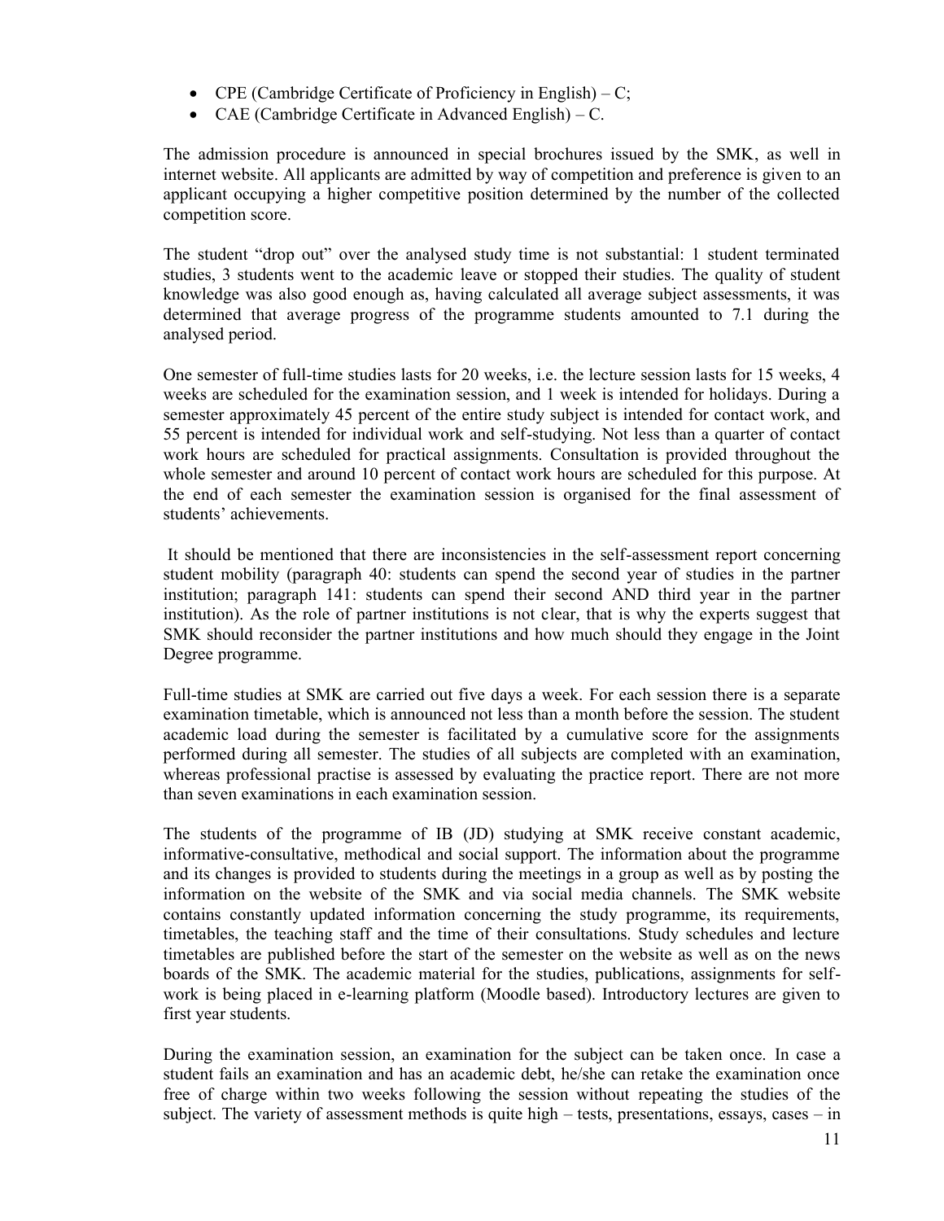- CPE (Cambridge Certificate of Proficiency in English) – C;
- CAE (Cambridge Certificate in Advanced English) – C.

The admission procedure is announced in special brochures issued by the SMK, as well in internet website. All applicants are admitted by way of competition and preference is given to an applicant occupying a higher competitive position determined by the number of the collected competition score.

The student "drop out" over the analysed study time is not substantial: 1 student terminated studies, 3 students went to the academic leave or stopped their studies. The quality of student knowledge was also good enough as, having calculated all average subject assessments, it was determined that average progress of the programme students amounted to 7.1 during the analysed period.

One semester of full-time studies lasts for 20 weeks, i.e. the lecture session lasts for 15 weeks, 4 weeks are scheduled for the examination session, and 1 week is intended for holidays. During a semester approximately 45 percent of the entire study subject is intended for contact work, and 55 percent is intended for individual work and self-studying. Not less than a quarter of contact work hours are scheduled for practical assignments. Consultation is provided throughout the whole semester and around 10 percent of contact work hours are scheduled for this purpose. At the end of each semester the examination session is organised for the final assessment of students' achievements.

It should be mentioned that there are inconsistencies in the self-assessment report concerning student mobility (paragraph 40: students can spend the second year of studies in the partner institution; paragraph 141: students can spend their second AND third year in the partner institution). As the role of partner institutions is not clear, that is why the experts suggest that SMK should reconsider the partner institutions and how much should they engage in the Joint Degree programme.

Full-time studies at SMK are carried out five days a week. For each session there is a separate examination timetable, which is announced not less than a month before the session. The student academic load during the semester is facilitated by a cumulative score for the assignments performed during all semester. The studies of all subjects are completed with an examination, whereas professional practise is assessed by evaluating the practice report. There are not more than seven examinations in each examination session.

The students of the programme of IB (JD) studying at SMK receive constant academic, informative-consultative, methodical and social support. The information about the programme and its changes is provided to students during the meetings in a group as well as by posting the information on the website of the SMK and via social media channels. The SMK website contains constantly updated information concerning the study programme, its requirements, timetables, the teaching staff and the time of their consultations. Study schedules and lecture timetables are published before the start of the semester on the website as well as on the news boards of the SMK. The academic material for the studies, publications, assignments for self-work is being placed in e-learning platform (Moodle based). Introductory lectures are given to first year students.

During the examination session, an examination for the subject can be taken once. In case a student fails an examination and has an academic debt, he/she can retake the examination once free of charge within two weeks following the session without repeating the studies of the subject. The variety of assessment methods is quite high – tests, presentations, essays, cases – in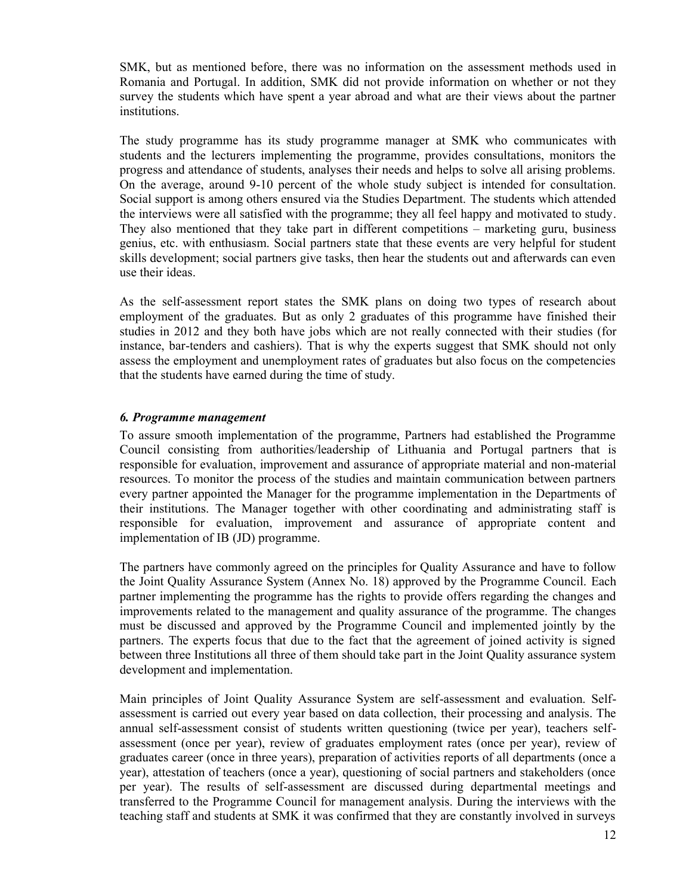SMK, but as mentioned before, there was no information on the assessment methods used in Romania and Portugal. In addition, SMK did not provide information on whether or not they survey the students which have spent a year abroad and what are their views about the partner institutions.

The study programme has its study programme manager at SMK who communicates with students and the lecturers implementing the programme, provides consultations, monitors the progress and attendance of students, analyses their needs and helps to solve all arising problems. On the average, around 9-10 percent of the whole study subject is intended for consultation. Social support is among others ensured via the Studies Department. The students which attended the interviews were all satisfied with the programme; they all feel happy and motivated to study. They also mentioned that they take part in different competitions – marketing guru, business genius, etc. with enthusiasm. Social partners state that these events are very helpful for student skills development; social partners give tasks, then hear the students out and afterwards can even use their ideas.

As the self-assessment report states the SMK plans on doing two types of research about employment of the graduates. But as only 2 graduates of this programme have finished their studies in 2012 and they both have jobs which are not really connected with their studies (for instance, bar-tenders and cashiers). That is why the experts suggest that SMK should not only assess the employment and unemployment rates of graduates but also focus on the competencies that the students have earned during the time of study.

### *6. Programme management*

To assure smooth implementation of the programme, Partners had established the Programme Council consisting from authorities/leadership of Lithuania and Portugal partners that is responsible for evaluation, improvement and assurance of appropriate material and non-material resources. To monitor the process of the studies and maintain communication between partners every partner appointed the Manager for the programme implementation in the Departments of their institutions. The Manager together with other coordinating and administrating staff is responsible for evaluation, improvement and assurance of appropriate content and implementation of IB (JD) programme.

The partners have commonly agreed on the principles for Quality Assurance and have to follow the Joint Quality Assurance System (Annex No. 18) approved by the Programme Council. Each partner implementing the programme has the rights to provide offers regarding the changes and improvements related to the management and quality assurance of the programme. The changes must be discussed and approved by the Programme Council and implemented jointly by the partners. The experts focus that due to the fact that the agreement of joined activity is signed between three Institutions all three of them should take part in the Joint Quality assurance system development and implementation.

Main principles of Joint Quality Assurance System are self-assessment and evaluation. Self-assessment is carried out every year based on data collection, their processing and analysis. The annual self-assessment consist of students written questioning (twice per year), teachers self-assessment (once per year), review of graduates employment rates (once per year), review of graduates career (once in three years), preparation of activities reports of all departments (once a year), attestation of teachers (once a year), questioning of social partners and stakeholders (once per year). The results of self-assessment are discussed during departmental meetings and transferred to the Programme Council for management analysis. During the interviews with the teaching staff and students at SMK it was confirmed that they are constantly involved in surveys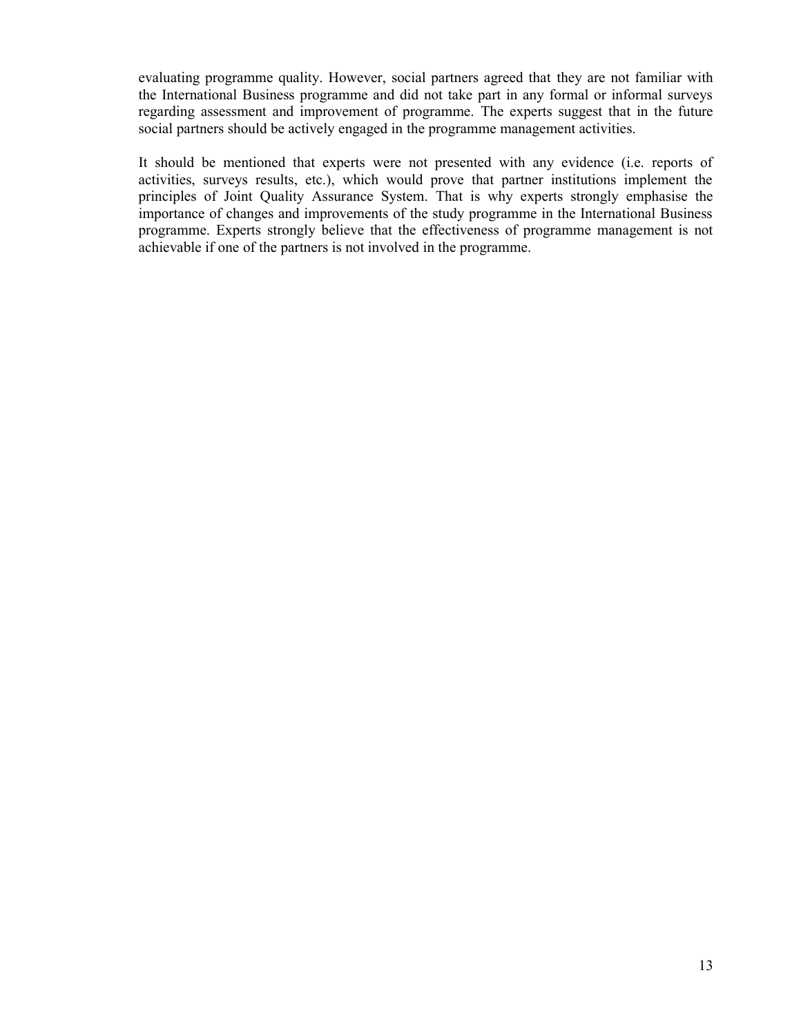evaluating programme quality. However, social partners agreed that they are not familiar with the International Business programme and did not take part in any formal or informal surveys regarding assessment and improvement of programme. The experts suggest that in the future social partners should be actively engaged in the programme management activities.

It should be mentioned that experts were not presented with any evidence (i.e. reports of activities, surveys results, etc.), which would prove that partner institutions implement the principles of Joint Quality Assurance System. That is why experts strongly emphasise the importance of changes and improvements of the study programme in the International Business programme. Experts strongly believe that the effectiveness of programme management is not achievable if one of the partners is not involved in the programme.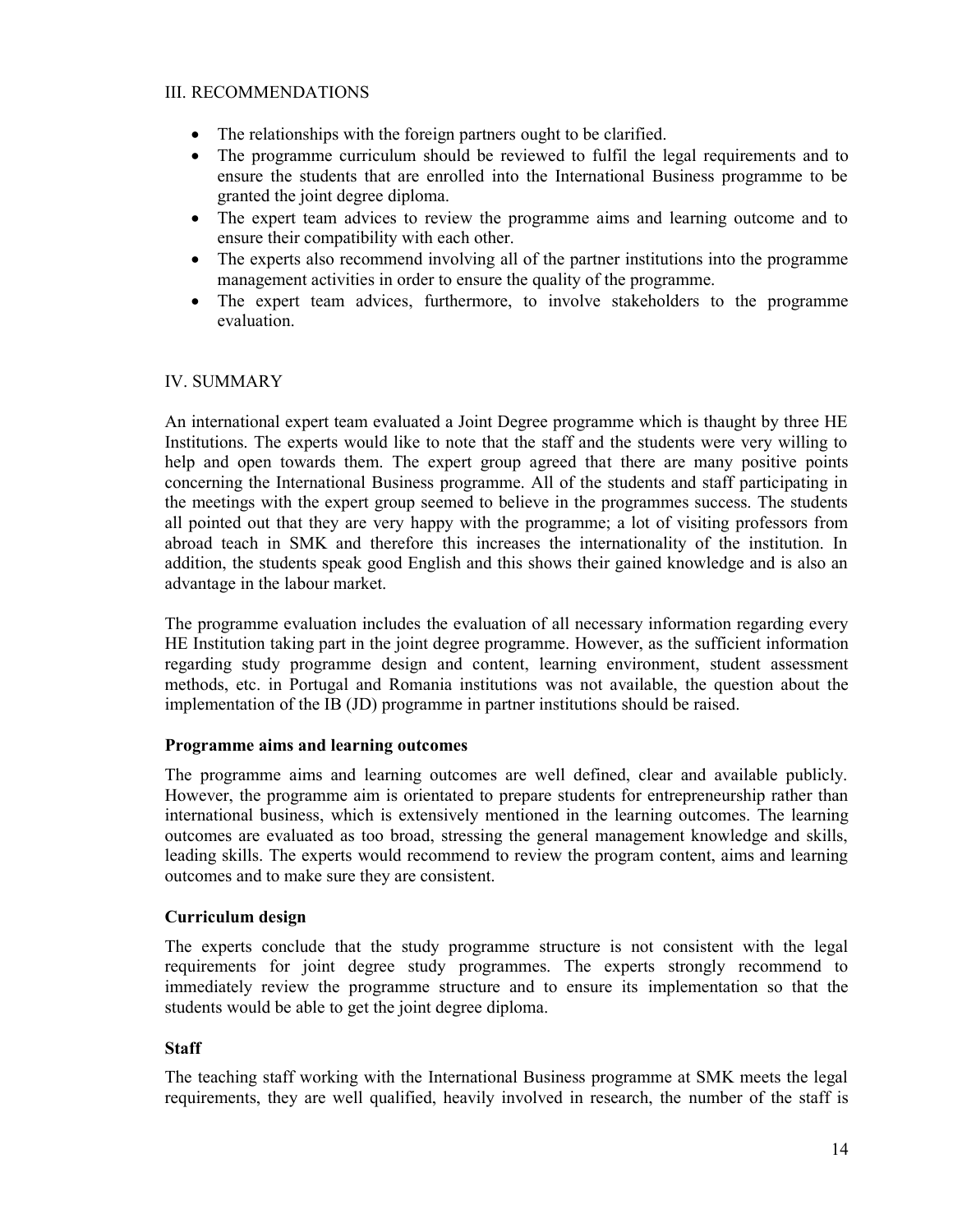## III. RECOMMENDATIONS

- The relationships with the foreign partners ought to be clarified.
- The programme curriculum should be reviewed to fulfil the legal requirements and to ensure the students that are enrolled into the International Business programme to be granted the joint degree diploma.
- The expert team advices to review the programme aims and learning outcome and to ensure their compatibility with each other.
- The experts also recommend involving all of the partner institutions into the programme management activities in order to ensure the quality of the programme.
- The expert team advices, furthermore, to involve stakeholders to the programme evaluation.

## IV. SUMMARY

An international expert team evaluated a Joint Degree programme which is thaught by three HE Institutions. The experts would like to note that the staff and the students were very willing to help and open towards them. The expert group agreed that there are many positive points concerning the International Business programme. All of the students and staff participating in the meetings with the expert group seemed to believe in the programmes success. The students all pointed out that they are very happy with the programme; a lot of visiting professors from abroad teach in SMK and therefore this increases the internationality of the institution. In addition, the students speak good English and this shows their gained knowledge and is also an advantage in the labour market.

The programme evaluation includes the evaluation of all necessary information regarding every HE Institution taking part in the joint degree programme. However, as the sufficient information regarding study programme design and content, learning environment, student assessment methods, etc. in Portugal and Romania institutions was not available, the question about the implementation of the IB (JD) programme in partner institutions should be raised.

**Programme aims and learning outcomes**

The programme aims and learning outcomes are well defined, clear and available publicly. However, the programme aim is orientated to prepare students for entrepreneurship rather than international business, which is extensively mentioned in the learning outcomes. The learning outcomes are evaluated as too broad, stressing the general management knowledge and skills, leading skills. The experts would recommend to review the program content, aims and learning outcomes and to make sure they are consistent.

**Curriculum design**

The experts conclude that the study programme structure is not consistent with the legal requirements for joint degree study programmes. The experts strongly recommend to immediately review the programme structure and to ensure its implementation so that the students would be able to get the joint degree diploma.

**Staff**

The teaching staff working with the International Business programme at SMK meets the legal requirements, they are well qualified, heavily involved in research, the number of the staff is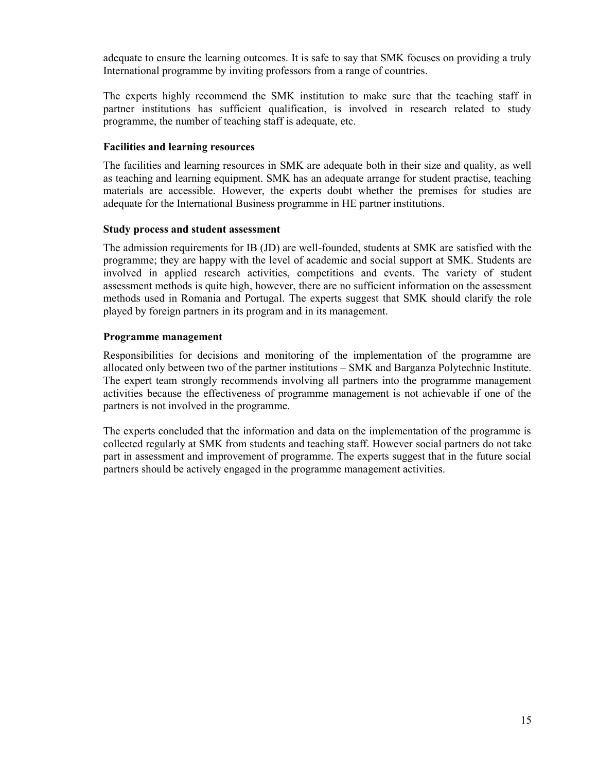adequate to ensure the learning outcomes. It is safe to say that SMK focuses on providing a truly International programme by inviting professors from a range of countries.

The experts highly recommend the SMK institution to make sure that the teaching staff in partner institutions has sufficient qualification, is involved in research related to study programme, the number of teaching staff is adequate, etc.

**Facilities and learning resources**

The facilities and learning resources in SMK are adequate both in their size and quality, as well as teaching and learning equipment. SMK has an adequate arrange for student practise, teaching materials are accessible. However, the experts doubt whether the premises for studies are adequate for the International Business programme in HE partner institutions.

**Study process and student assessment**

The admission requirements for IB (JD) are well-founded, students at SMK are satisfied with the programme; they are happy with the level of academic and social support at SMK. Students are involved in applied research activities, competitions and events. The variety of student assessment methods is quite high, however, there are no sufficient information on the assessment methods used in Romania and Portugal. The experts suggest that SMK should clarify the role played by foreign partners in its program and in its management.

**Programme management**

Responsibilities for decisions and monitoring of the implementation of the programme are allocated only between two of the partner institutions – SMK and Barganza Polytechnic Institute. The expert team strongly recommends involving all partners into the programme management activities because the effectiveness of programme management is not achievable if one of the partners is not involved in the programme.

The experts concluded that the information and data on the implementation of the programme is collected regularly at SMK from students and teaching staff. However social partners do not take part in assessment and improvement of programme. The experts suggest that in the future social partners should be actively engaged in the programme management activities.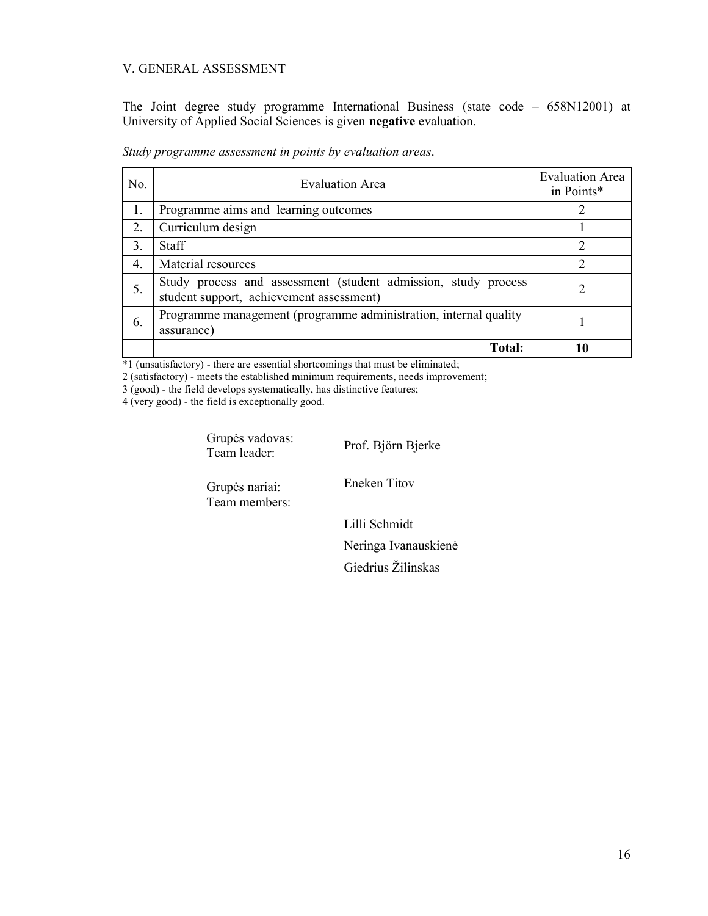## V. GENERAL ASSESSMENT

The Joint degree study programme International Business (state code – 658N12001) at University of Applied Social Sciences is given **negative** evaluation.

*Study programme assessment in points by evaluation areas*.

| No. | Evaluation Area | Evaluation Area in Points* |
|---|---|---|
| 1. | Programme aims and learning outcomes | 2 |
| 2. | Curriculum design | 1 |
| 3. | Staff | 2 |
| 4. | Material resources | 2 |
| 5. | Study process and assessment (student admission, study process student support, achievement assessment) | 2 |
| 6. | Programme management (programme administration, internal quality assurance) | 1 |
| | **Total:** | **10** |

*1 (unsatisfactory) - there are essential shortcomings that must be eliminated;
2 (satisfactory) - meets the established minimum requirements, needs improvement;
3 (good) - the field develops systematically, has distinctive features;
4 (very good) - the field is exceptionally good.

Grupės vadovas:
Team leader: Prof. Björn Bjerke

Grupės nariai:
Team members: Eneken Titov

Lilli Schmidt

Neringa Ivanauskienė

Giedrius Žilinskas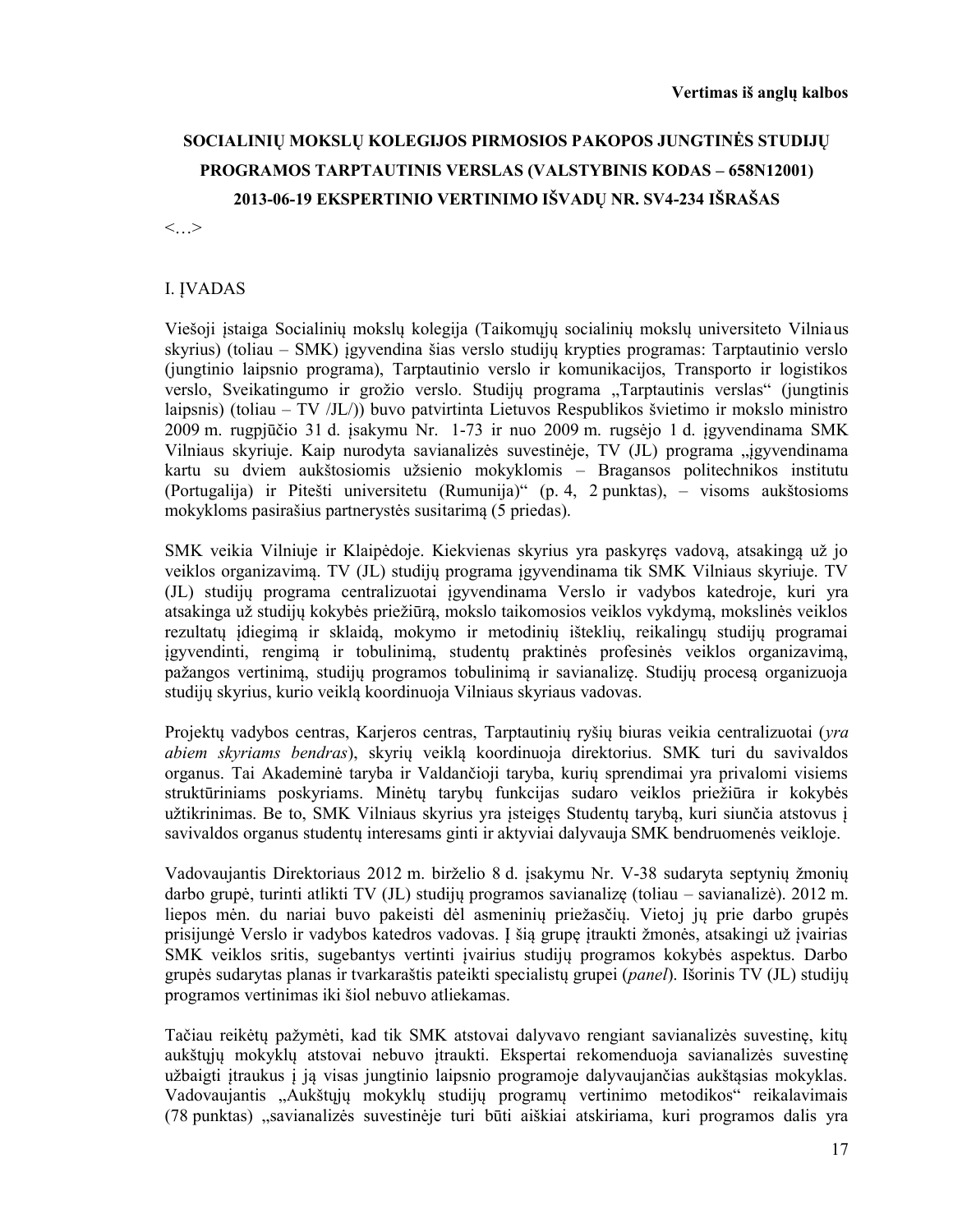**Vertimas iš anglų kalbos**

**SOCIALINIŲ MOKSLŲ KOLEGIJOS PIRMOSIOS PAKOPOS JUNGTINĖS STUDIJŲ PROGRAMOS TARPTAUTINIS VERSLAS (VALSTYBINIS KODAS – 658N12001) 2013-06-19 EKSPERTINIO VERTINIMO IŠVADŲ NR. SV4-234 IŠRAŠAS**

<…>

## I. ĮVADAS

Viešoji įstaiga Socialinių mokslų kolegija (Taikomųjų socialinių mokslų universiteto Vilniaus skyrius) (toliau – SMK) įgyvendina šias verslo studijų krypties programas: Tarptautinio verslo (jungtinio laipsnio programa), Tarptautinio verslo ir komunikacijos, Transporto ir logistikos verslo, Sveikatingumo ir grožio verslo. Studijų programa „Tarptautinis verslas" (jungtinis laipsnis) (toliau – TV /JL/)) buvo patvirtinta Lietuvos Respublikos švietimo ir mokslo ministro 2009 m. rugpjūčio 31 d. įsakymu Nr. 1-73 ir nuo 2009 m. rugsėjo 1 d. įgyvendinama SMK Vilniaus skyriuje. Kaip nurodyta savianalizės suvestinėje, TV (JL) programa „įgyvendinama kartu su dviem aukštosiomis užsienio mokyklomis – Bragansos politechnikos institutu (Portugalija) ir Pitešti universitetu (Rumunija)" (p. 4, 2 punktas), – visoms aukštosioms mokykloms pasirašius partnerystės susitarimą (5 priedas).

SMK veikia Vilniuje ir Klaipėdoje. Kiekvienas skyrius yra paskyręs vadovą, atsakingą už jo veiklos organizavimą. TV (JL) studijų programa įgyvendinama tik SMK Vilniaus skyriuje. TV (JL) studijų programa centralizuotai įgyvendinama Verslo ir vadybos katedroje, kuri yra atsakinga už studijų kokybės priežiūrą, mokslo taikomosios veiklos vykdymą, mokslinės veiklos rezultatų įdiegimą ir sklaidą, mokymo ir metodinių išteklių, reikalingų studijų programai įgyvendinti, rengimą ir tobulinimą, studentų praktinės profesinės veiklos organizavimą, pažangos vertinimą, studijų programos tobulinimą ir savianalizę. Studijų procesą organizuoja studijų skyrius, kurio veiklą koordinuoja Vilniaus skyriaus vadovas.

Projektų vadybos centras, Karjeros centras, Tarptautinių ryšių biuras veikia centralizuotai (*yra abiem skyriams bendras*), skyrių veiklą koordinuoja direktorius. SMK turi du savivaldos organus. Tai Akademinė taryba ir Valdančioji taryba, kurių sprendimai yra privalomi visiems struktūriniams poskyriams. Minėtų tarybų funkcijas sudaro veiklos priežiūra ir kokybės užtikrinimas. Be to, SMK Vilniaus skyrius yra įsteigęs Studentų tarybą, kuri siunčia atstovus į savivaldos organus studentų interesams ginti ir aktyviai dalyvauja SMK bendruomenės veikloje.

Vadovaujantis Direktoriaus 2012 m. birželio 8 d. įsakymu Nr. V-38 sudaryta septynių žmonių darbo grupė, turinti atlikti TV (JL) studijų programos savianalizę (toliau – savianalizė). 2012 m. liepos mėn. du nariai buvo pakeisti dėl asmeninių priežasčių. Vietoj jų prie darbo grupės prisijungė Verslo ir vadybos katedros vadovas. Į šią grupę įtraukti žmonės, atsakingi už įvairias SMK veiklos sritis, sugebantys vertinti įvairius studijų programos kokybės aspektus. Darbo grupės sudarytas planas ir tvarkaraštis pateikti specialistų grupei (*panel*). Išorinis TV (JL) studijų programos vertinimas iki šiol nebuvo atliekamas.

Tačiau reikėtų pažymėti, kad tik SMK atstovai dalyvavo rengiant savianalizės suvestinę, kitų aukštųjų mokyklų atstovai nebuvo įtraukti. Ekspertai rekomenduoja savianalizės suvestinę užbaigti įtraukus į ją visas jungtinio laipsnio programoje dalyvaujančias aukštąsias mokyklas. Vadovaujantis „Aukštųjų mokyklų studijų programų vertinimo metodikos" reikalavimais (78 punktas) „savianalizės suvestinėje turi būti aiškiai atskiriama, kuri programos dalis yra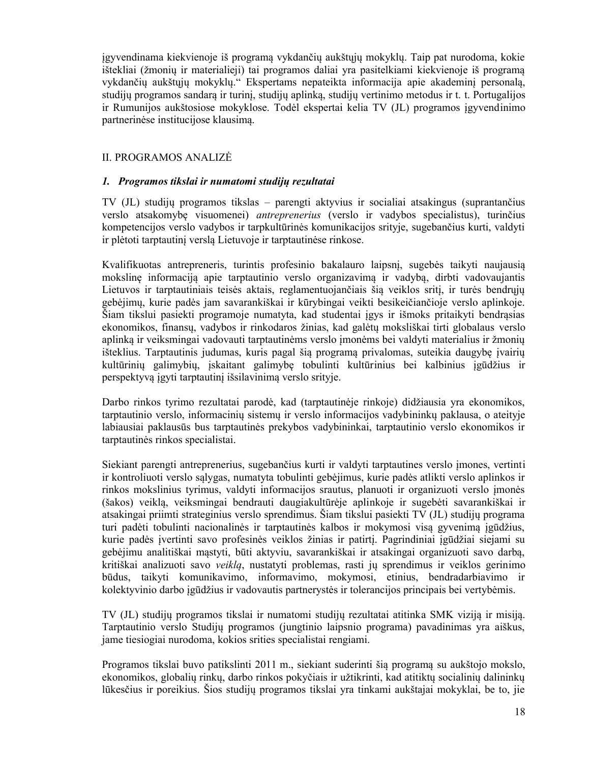įgyvendinama kiekvienoje iš programą vykdančių aukštųjų mokyklų. Taip pat nurodoma, kokie ištekliai (žmonių ir materialieji) tai programos daliai yra pasitelkiami kiekvienoje iš programą vykdančių aukštųjų mokyklų." Ekspertams nepateikta informacija apie akademinį personalą, studijų programos sandarą ir turinį, studijų aplinką, studijų vertinimo metodus ir t. t. Portugalijos ir Rumunijos aukštosiose mokyklose. Todėl ekspertai kelia TV (JL) programos įgyvendinimo partnerinėse institucijose klausimą.

## II. PROGRAMOS ANALIZĖ

### *1. Programos tikslai ir numatomi studijų rezultatai*

TV (JL) studijų programos tikslas – parengti aktyvius ir socialiai atsakingus (suprantančius verslo atsakomybę visuomenei) *antreprenerius* (verslo ir vadybos specialistus), turinčius kompetencijos verslo vadybos ir tarpkultūrinės komunikacijos srityje, sugebančius kurti, valdyti ir plėtoti tarptautinį verslą Lietuvoje ir tarptautinėse rinkose.

Kvalifikuotas antrepreneris, turintis profesinio bakalauro laipsnį, sugebės taikyti naujausią mokslinę informaciją apie tarptautinio verslo organizavimą ir vadybą, dirbti vadovaujantis Lietuvos ir tarptautiniais teisės aktais, reglamentuojančiais šią veiklos sritį, ir turės bendrųjų gebėjimų, kurie padės jam savarankiškai ir kūrybingai veikti besikeičiančioje verslo aplinkoje. Šiam tikslui pasiekti programoje numatyta, kad studentai įgys ir išmoks pritaikyti bendrąsias ekonomikos, finansų, vadybos ir rinkodaros žinias, kad galėtų moksliškai tirti globalaus verslo aplinką ir veiksmingai vadovauti tarptautinėms verslo įmonėms bei valdyti materialius ir žmonių išteklius. Tarptautinis judumas, kuris pagal šią programą privalomas, suteikia daugybę įvairių kultūrinių galimybių, įskaitant galimybę tobulinti kultūrinius bei kalbinius įgūdžius ir perspektyvą įgyti tarptautinį išsilavinimą verslo srityje.

Darbo rinkos tyrimo rezultatai parodė, kad (tarptautinėje rinkoje) didžiausia yra ekonomikos, tarptautinio verslo, informacinių sistemų ir verslo informacijos vadybininkų paklausa, o ateityje labiausiai paklausūs bus tarptautinės prekybos vadybininkai, tarptautinio verslo ekonomikos ir tarptautinės rinkos specialistai.

Siekiant parengti antreprenerius, sugebančius kurti ir valdyti tarptautines verslo įmones, vertinti ir kontroliuoti verslo sąlygas, numatyta tobulinti gebėjimus, kurie padės atlikti verslo aplinkos ir rinkos mokslinius tyrimus, valdyti informacijos srautus, planuoti ir organizuoti verslo įmonės (šakos) veiklą, veiksmingai bendrauti daugiakultūrėje aplinkoje ir sugebėti savarankiškai ir atsakingai priimti strateginius verslo sprendimus. Šiam tikslui pasiekti TV (JL) studijų programa turi padėti tobulinti nacionalinės ir tarptautinės kalbos ir mokymosi visą gyvenimą įgūdžius, kurie padės įvertinti savo profesinės veiklos žinias ir patirtį. Pagrindiniai įgūdžiai siejami su gebėjimu analitiškai mąstyti, būti aktyviu, savarankiškai ir atsakingai organizuoti savo darbą, kritiškai analizuoti savo *veiklą*, nustatyti problemas, rasti jų sprendimus ir veiklos gerinimo būdus, taikyti komunikavimo, informavimo, mokymosi, etinius, bendradarbiavimo ir kolektyvinio darbo įgūdžius ir vadovautis partnerystės ir tolerancijos principais bei vertybėmis.

TV (JL) studijų programos tikslai ir numatomi studijų rezultatai atitinka SMK viziją ir misiją. Tarptautinio verslo Studijų programos (jungtinio laipsnio programa) pavadinimas yra aiškus, jame tiesiogiai nurodoma, kokios srities specialistai rengiami.

Programos tikslai buvo patikslinti 2011 m., siekiant suderinti šią programą su aukštojo mokslo, ekonomikos, globalių rinkų, darbo rinkos pokyčiais ir užtikrinti, kad atitiktų socialinių dalininkų lūkesčius ir poreikius. Šios studijų programos tikslai yra tinkami aukštajai mokyklai, be to, jie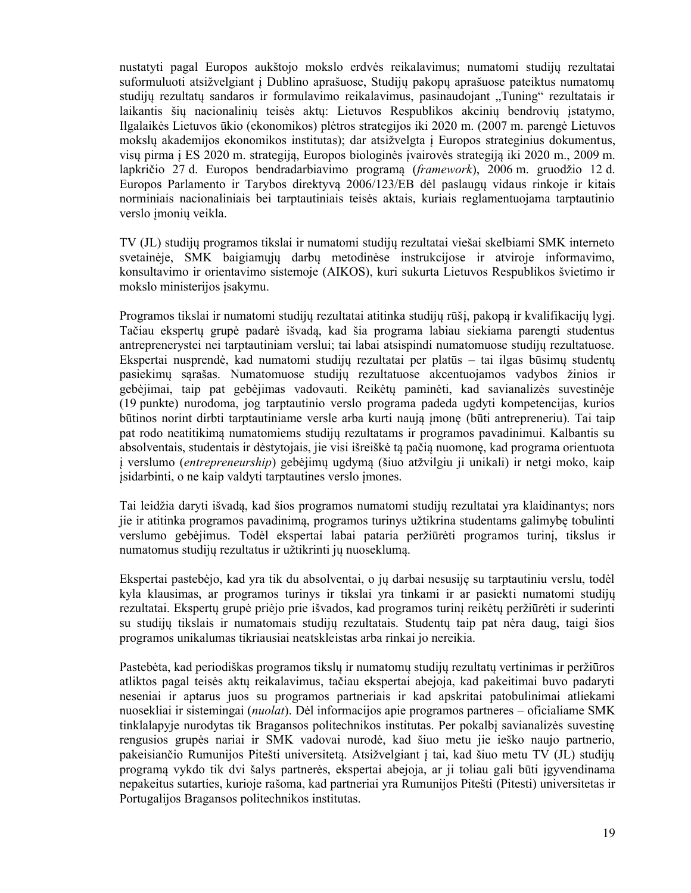nustatyti pagal Europos aukštojo mokslo erdvės reikalavimus; numatomi studijų rezultatai suformuluoti atsižvelgiant į Dublino aprašuose, Studijų pakopų aprašuose pateiktus numatomų studijų rezultatų sandaros ir formulavimo reikalavimus, pasinaudojant „Tuning“ rezultatais ir laikantis šių nacionalinių teisės aktų: Lietuvos Respublikos akcinių bendrovių įstatymo, Ilgalaikės Lietuvos ūkio (ekonomikos) plėtros strategijos iki 2020 m. (2007 m. parengė Lietuvos mokslų akademijos ekonomikos institutas); dar atsižvelgta į Europos strateginius dokumentus, visų pirma į ES 2020 m. strategiją, Europos biologinės įvairovės strategiją iki 2020 m., 2009 m. lapkričio 27 d. Europos bendradarbiavimo programą (*framework*), 2006 m. gruodžio 12 d. Europos Parlamento ir Tarybos direktyvą 2006/123/EB dėl paslaugų vidaus rinkoje ir kitais norminiais nacionaliniais bei tarptautiniais teisės aktais, kuriais reglamentuojama tarptautinio verslo įmonių veikla.

TV (JL) studijų programos tikslai ir numatomi studijų rezultatai viešai skelbiami SMK interneto svetainėje, SMK baigiamųjų darbų metodinėse instrukcijose ir atviroje informavimo, konsultavimo ir orientavimo sistemoje (AIKOS), kuri sukurta Lietuvos Respublikos švietimo ir mokslo ministerijos įsakymu.

Programos tikslai ir numatomi studijų rezultatai atitinka studijų rūšį, pakopą ir kvalifikacijų lygį. Tačiau ekspertų grupė padarė išvadą, kad šia programa labiau siekiama parengti studentus antreprenerystei nei tarptautiniam verslui; tai labai atsispindi numatomuose studijų rezultatuose. Ekspertai nusprendė, kad numatomi studijų rezultatai per platūs – tai ilgas būsimų studentų pasiekimų sąrašas. Numatomuose studijų rezultatuose akcentuojamos vadybos žinios ir gebėjimai, taip pat gebėjimas vadovauti. Reikėtų paminėti, kad savianalizės suvestinėje (19 punkte) nurodoma, jog tarptautinio verslo programa padeda ugdyti kompetencijas, kurios būtinos norint dirbti tarptautiniame versle arba kurti naują įmonę (būti antrepreneriu). Tai taip pat rodo neatitikimą numatomiems studijų rezultatams ir programos pavadinimui. Kalbantis su absolventais, studentais ir dėstytojais, jie visi išreiškė tą pačią nuomonę, kad programa orientuota į verslumo (*entrepreneurship*) gebėjimų ugdymą (šiuo atžvilgiu ji unikali) ir netgi moko, kaip įsidarbinti, o ne kaip valdyti tarptautines verslo įmones.

Tai leidžia daryti išvadą, kad šios programos numatomi studijų rezultatai yra klaidinantys; nors jie ir atitinka programos pavadinimą, programos turinys užtikrina studentams galimybę tobulinti verslumo gebėjimus. Todėl ekspertai labai pataria peržiūrėti programos turinį, tikslus ir numatomus studijų rezultatus ir užtikrinti jų nuoseklumą.

Ekspertai pastebėjo, kad yra tik du absolventai, o jų darbai nesusiję su tarptautiniu verslu, todėl kyla klausimas, ar programos turinys ir tikslai yra tinkami ir ar pasiekti numatomi studijų rezultatai. Ekspertų grupė priėjo prie išvados, kad programos turinį reikėtų peržiūrėti ir suderinti su studijų tikslais ir numatomais studijų rezultatais. Studentų taip pat nėra daug, taigi šios programos unikalumas tikriausiai neatskleistas arba rinkai jo nereikia.

Pastebėta, kad periodiškas programos tikslų ir numatomų studijų rezultatų vertinimas ir peržiūros atliktos pagal teisės aktų reikalavimus, tačiau ekspertai abejoja, kad pakeitimai buvo padaryti neseniai ir aptarus juos su programos partneriais ir kad apskritai patobulinimai atliekami nuosekliai ir sistemingai (*nuolat*). Dėl informacijos apie programos partneres – oficialiame SMK tinklalapyje nurodytas tik Bragansos politechnikos institutas. Per pokalbį savianalizės suvestinę rengusios grupės nariai ir SMK vadovai nurodė, kad šiuo metu jie ieško naujo partnerio, pakeisiančio Rumunijos Pitešti universitetą. Atsižvelgiant į tai, kad šiuo metu TV (JL) studijų programą vykdo tik dvi šalys partnerės, ekspertai abejoja, ar ji toliau gali būti įgyvendinama nepakeitus sutarties, kurioje rašoma, kad partneriai yra Rumunijos Pitešti (Pitesti) universitetas ir Portugalijos Bragansos politechnikos institutas.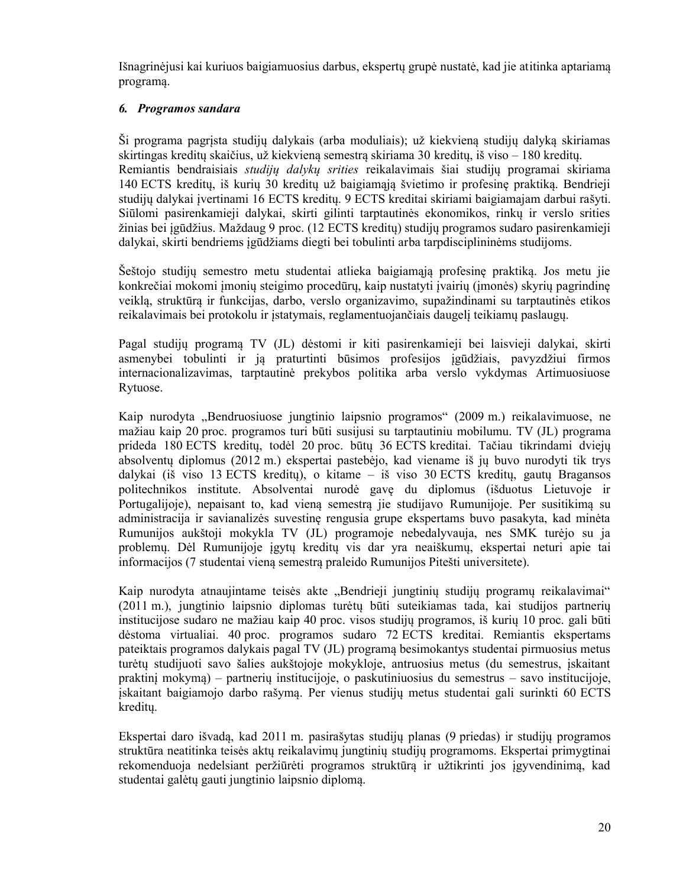Išnagrinėjusi kai kuriuos baigiamuosius darbus, ekspertų grupė nustatė, kad jie atitinka aptariamą programą.

### *6. Programos sandara*

Ši programa pagrįsta studijų dalykais (arba moduliais); už kiekvieną studijų dalyką skiriamas skirtingas kreditų skaičius, už kiekvieną semestrą skiriama 30 kreditų, iš viso – 180 kreditų. Remiantis bendraisiais *studijų dalykų srities* reikalavimais šiai studijų programai skiriama 140 ECTS kreditų, iš kurių 30 kreditų už baigiamąją švietimo ir profesinę praktiką. Bendrieji studijų dalykai įvertinami 16 ECTS kreditų. 9 ECTS kreditai skiriami baigiamajam darbui rašyti. Siūlomi pasirenkamieji dalykai, skirti gilinti tarptautinės ekonomikos, rinkų ir verslo srities žinias bei įgūdžius. Maždaug 9 proc. (12 ECTS kreditų) studijų programos sudaro pasirenkamieji dalykai, skirti bendriems įgūdžiams diegti bei tobulinti arba tarpdisciplininėms studijoms.

Šeštojo studijų semestro metu studentai atlieka baigiamąją profesinę praktiką. Jos metu jie konkrečiai mokomi įmonių steigimo procedūrų, kaip nustatyti įvairių (įmonės) skyrių pagrindinę veiklą, struktūrą ir funkcijas, darbo, verslo organizavimo, supažindinami su tarptautinės etikos reikalavimais bei protokolu ir įstatymais, reglamentuojančiais daugelį teikiamų paslaugų.

Pagal studijų programą TV (JL) dėstomi ir kiti pasirenkamieji bei laisvieji dalykai, skirti asmenybei tobulinti ir ją praturtinti būsimos profesijos įgūdžiais, pavyzdžiui firmos internacionalizavimas, tarptautinė prekybos politika arba verslo vykdymas Artimuosiuose Rytuose.

Kaip nurodyta „Bendruosiuose jungtinio laipsnio programos“ (2009 m.) reikalavimuose, ne mažiau kaip 20 proc. programos turi būti susijusi su tarptautiniu mobilumu. TV (JL) programa prideda 180 ECTS kreditų, todėl 20 proc. būtų 36 ECTS kreditai. Tačiau tikrindami dviejų absolventų diplomus (2012 m.) ekspertai pastebėjo, kad viename iš jų buvo nurodyti tik trys dalykai (iš viso 13 ECTS kreditų), o kitame – iš viso 30 ECTS kreditų, gautų Bragansos politechnikos institute. Absolventai nurodė gavę du diplomus (išduotus Lietuvoje ir Portugalijoje), nepaisant to, kad vieną semestrą jie studijavo Rumunijoje. Per susitikimą su administracija ir savianalizės suvestinę rengusia grupe ekspertams buvo pasakyta, kad minėta Rumunijos aukštoji mokykla TV (JL) programoje nebedalyvauja, nes SMK turėjo su ja problemų. Dėl Rumunijoje įgytų kreditų vis dar yra neaiškumų, ekspertai neturi apie tai informacijos (7 studentai vieną semestrą praleido Rumunijos Pitešti universitete).

Kaip nurodyta atnaujintame teisės akte „Bendrieji jungtinių studijų programų reikalavimai“ (2011 m.), jungtinio laipsnio diplomas turėtų būti suteikiamas tada, kai studijos partnerių institucijose sudaro ne mažiau kaip 40 proc. visos studijų programos, iš kurių 10 proc. gali būti dėstoma virtualiai. 40 proc. programos sudaro 72 ECTS kreditai. Remiantis ekspertams pateiktais programos dalykais pagal TV (JL) programą besimokantys studentai pirmuosius metus turėtų studijuoti savo šalies aukštojoje mokykloje, antruosius metus (du semestrus, įskaitant praktinį mokymą) – partnerių institucijoje, o paskutiniuosius du semestrus – savo institucijoje, įskaitant baigiamojo darbo rašymą. Per vienus studijų metus studentai gali surinkti 60 ECTS kreditų.

Ekspertai daro išvadą, kad 2011 m. pasirašytas studijų planas (9 priedas) ir studijų programos struktūra neatitinka teisės aktų reikalavimų jungtinių studijų programoms. Ekspertai primygtinai rekomenduoja nedelsiant peržiūrėti programos struktūrą ir užtikrinti jos įgyvendinimą, kad studentai galėtų gauti jungtinio laipsnio diplomą.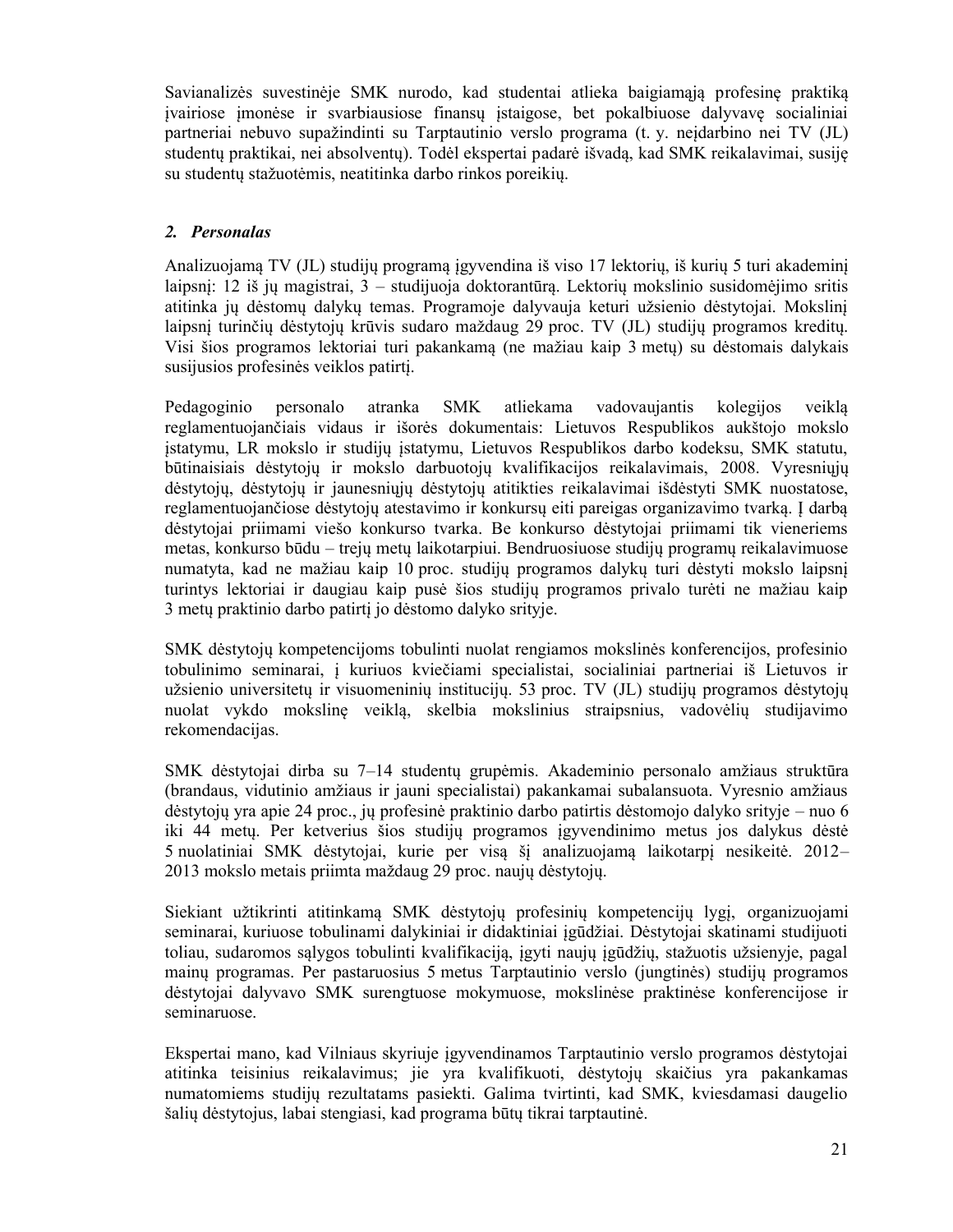Savianalizės suvestinėje SMK nurodo, kad studentai atlieka baigiamąją profesinę praktiką įvairiose įmonėse ir svarbiausiose finansų įstaigose, bet pokalbiuose dalyvavę socialiniai partneriai nebuvo supažindinti su Tarptautinio verslo programa (t. y. neįdarbino nei TV (JL) studentų praktikai, nei absolventų). Todėl ekspertai padarė išvadą, kad SMK reikalavimai, susiję su studentų stažuotėmis, neatitinka darbo rinkos poreikių.

## *2. Personalas*

Analizuojamą TV (JL) studijų programą įgyvendina iš viso 17 lektorių, iš kurių 5 turi akademinį laipsnį: 12 iš jų magistrai, 3 – studijuoja doktorantūrą. Lektorių mokslinio susidomėjimo sritis atitinka jų dėstomų dalykų temas. Programoje dalyvauja keturi užsienio dėstytojai. Mokslinį laipsnį turinčių dėstytojų krūvis sudaro maždaug 29 proc. TV (JL) studijų programos kreditų. Visi šios programos lektoriai turi pakankamą (ne mažiau kaip 3 metų) su dėstomais dalykais susijusios profesinės veiklos patirtį.

Pedagoginio personalo atranka SMK atliekama vadovaujantis kolegijos veiklą reglamentuojančiais vidaus ir išorės dokumentais: Lietuvos Respublikos aukštojo mokslo įstatymu, LR mokslo ir studijų įstatymu, Lietuvos Respublikos darbo kodeksu, SMK statutu, būtinaisiais dėstytojų ir mokslo darbuotojų kvalifikacijos reikalavimais, 2008. Vyresniųjų dėstytojų, dėstytojų ir jaunesniųjų dėstytojų atitikties reikalavimai išdėstyti SMK nuostatose, reglamentuojančiose dėstytojų atestavimo ir konkursų eiti pareigas organizavimo tvarką. Į darbą dėstytojai priimami viešo konkurso tvarka. Be konkurso dėstytojai priimami tik vieneriems metas, konkurso būdu – trejų metų laikotarpiui. Bendruosiuose studijų programų reikalavimuose numatyta, kad ne mažiau kaip 10 proc. studijų programos dalykų turi dėstyti mokslo laipsnį turintys lektoriai ir daugiau kaip pusė šios studijų programos privalo turėti ne mažiau kaip 3 metų praktinio darbo patirtį jo dėstomo dalyko srityje.

SMK dėstytojų kompetencijoms tobulinti nuolat rengiamos mokslinės konferencijos, profesinio tobulinimo seminarai, į kuriuos kviečiami specialistai, socialiniai partneriai iš Lietuvos ir užsienio universitetų ir visuomeninių institucijų. 53 proc. TV (JL) studijų programos dėstytojų nuolat vykdo mokslinę veiklą, skelbia mokslinius straipsnius, vadovėlių studijavimo rekomendacijas.

SMK dėstytojai dirba su 7–14 studentų grupėmis. Akademinio personalo amžiaus struktūra (brandaus, vidutinio amžiaus ir jauni specialistai) pakankamai subalansuota. Vyresnio amžiaus dėstytojų yra apie 24 proc., jų profesinė praktinio darbo patirtis dėstomojo dalyko srityje – nuo 6 iki 44 metų. Per ketverius šios studijų programos įgyvendinimo metus jos dalykus dėstė 5 nuolatiniai SMK dėstytojai, kurie per visą šį analizuojamą laikotarpį nesikeitė. 2012–2013 mokslo metais priimta maždaug 29 proc. naujų dėstytojų.

Siekiant užtikrinti atitinkamą SMK dėstytojų profesinių kompetencijų lygį, organizuojami seminarai, kuriuose tobulinami dalykiniai ir didaktiniai įgūdžiai. Dėstytojai skatinami studijuoti toliau, sudaromos sąlygos tobulinti kvalifikaciją, įgyti naujų įgūdžių, stažuotis užsienyje, pagal mainų programas. Per pastaruosius 5 metus Tarptautinio verslo (jungtinės) studijų programos dėstytojai dalyvavo SMK surengtuose mokymuose, mokslinėse praktinėse konferencijose ir seminaruose.

Ekspertai mano, kad Vilniaus skyriuje įgyvendinamos Tarptautinio verslo programos dėstytojai atitinka teisinius reikalavimus; jie yra kvalifikuoti, dėstytojų skaičius yra pakankamas numatomiems studijų rezultatams pasiekti. Galima tvirtinti, kad SMK, kviesdamasi daugelio šalių dėstytojus, labai stengiasi, kad programa būtų tikrai tarptautinė.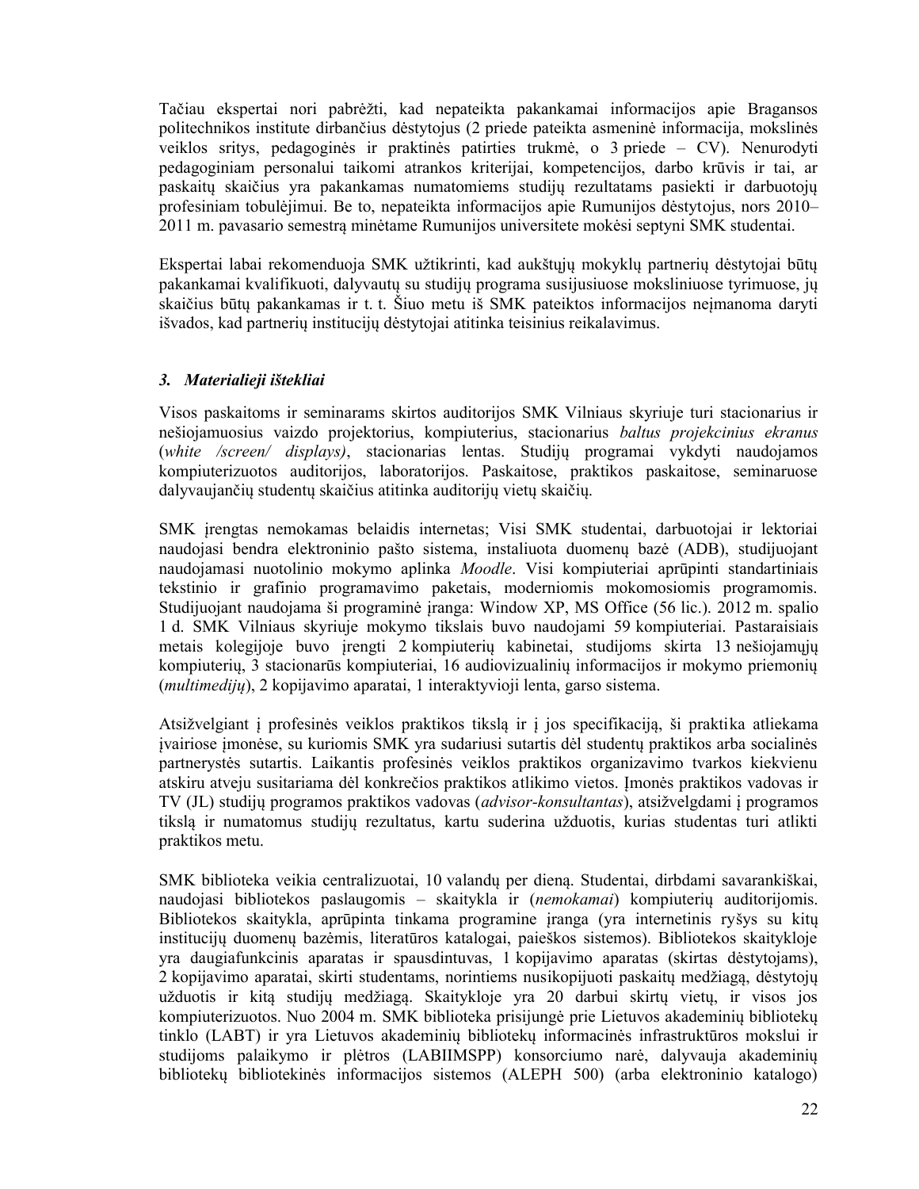Tačiau ekspertai nori pabrėžti, kad nepateikta pakankamai informacijos apie Bragansos politechnikos institute dirbančius dėstytojus (2 priede pateikta asmeninė informacija, mokslinės veiklos sritys, pedagoginės ir praktinės patirties trukmė, o 3 priede – CV). Nenurodyti pedagoginiam personalui taikomi atrankos kriterijai, kompetencijos, darbo krūvis ir tai, ar paskaitų skaičius yra pakankamas numatomiems studijų rezultatams pasiekti ir darbuotojų profesiniam tobulėjimui. Be to, nepateikta informacijos apie Rumunijos dėstytojus, nors 2010–2011 m. pavasario semestrą minėtame Rumunijos universitete mokėsi septyni SMK studentai.

Ekspertai labai rekomenduoja SMK užtikrinti, kad aukštųjų mokyklų partnerių dėstytojai būtų pakankamai kvalifikuoti, dalyvautų su studijų programa susijusiuose moksliniuose tyrimuose, jų skaičius būtų pakankamas ir t. t. Šiuo metu iš SMK pateiktos informacijos neįmanoma daryti išvados, kad partnerių institucijų dėstytojai atitinka teisinius reikalavimus.

### *3. Materialieji ištekliai*

Visos paskaitoms ir seminarams skirtos auditorijos SMK Vilniaus skyriuje turi stacionarius ir nešiojamuosius vaizdo projektorius, kompiuterius, stacionarius *baltus projekcinius ekranus* (*white /screen/ displays)*, stacionarias lentas. Studijų programai vykdyti naudojamos kompiuterizuotos auditorijos, laboratorijos. Paskaitose, praktikos paskaitose, seminaruose dalyvaujančių studentų skaičius atitinka auditorijų vietų skaičių.

SMK įrengtas nemokamas belaidis internetas; Visi SMK studentai, darbuotojai ir lektoriai naudojasi bendra elektroninio pašto sistema, instaliuota duomenų bazė (ADB), studijuojant naudojamasi nuotolinio mokymo aplinka *Moodle*. Visi kompiuteriai aprūpinti standartiniais tekstinio ir grafinio programavimo paketais, moderniomis mokomosiomis programomis. Studijuojant naudojama ši programinė įranga: Window XP, MS Office (56 lic.). 2012 m. spalio 1 d. SMK Vilniaus skyriuje mokymo tikslais buvo naudojami 59 kompiuteriai. Pastaraisiais metais kolegijoje buvo įrengti 2 kompiuterių kabinetai, studijoms skirta 13 nešiojamųjų kompiuterių, 3 stacionarūs kompiuteriai, 16 audiovizualinių informacijos ir mokymo priemonių (*multimedijų*), 2 kopijavimo aparatai, 1 interaktyvioji lenta, garso sistema.

Atsižvelgiant į profesinės veiklos praktikos tikslą ir į jos specifikaciją, ši praktika atliekama įvairiose įmonėse, su kuriomis SMK yra sudariusi sutartis dėl studentų praktikos arba socialinės partnerystės sutartis. Laikantis profesinės veiklos praktikos organizavimo tvarkos kiekvienu atskiru atveju susitariama dėl konkrečios praktikos atlikimo vietos. Įmonės praktikos vadovas ir TV (JL) studijų programos praktikos vadovas (*advisor-konsultantas*), atsižvelgdami į programos tikslą ir numatomus studijų rezultatus, kartu suderina užduotis, kurias studentas turi atlikti praktikos metu.

SMK biblioteka veikia centralizuotai, 10 valandų per dieną. Studentai, dirbdami savarankiškai, naudojasi bibliotekos paslaugomis – skaitykla ir (*nemokamai*) kompiuterių auditorijomis. Bibliotekos skaitykla, aprūpinta tinkama programine įranga (yra internetinis ryšys su kitų institucijų duomenų bazėmis, literatūros katalogai, paieškos sistemos). Bibliotekos skaitykloje yra daugiafunkcinis aparatas ir spausdintuvas, 1 kopijavimo aparatas (skirtas dėstytojams), 2 kopijavimo aparatai, skirti studentams, norintiems nusikopijuoti paskaitų medžiagą, dėstytojų užduotis ir kitą studijų medžiagą. Skaitykloje yra 20 darbui skirtų vietų, ir visos jos kompiuterizuotos. Nuo 2004 m. SMK biblioteka prisijungė prie Lietuvos akademinių bibliotekų tinklo (LABT) ir yra Lietuvos akademinių bibliotekų informacinės infrastruktūros mokslui ir studijoms palaikymo ir plėtros (LABIIMSPP) konsorciumo narė, dalyvauja akademinių bibliotekų bibliotekinės informacijos sistemos (ALEPH 500) (arba elektroninio katalogo)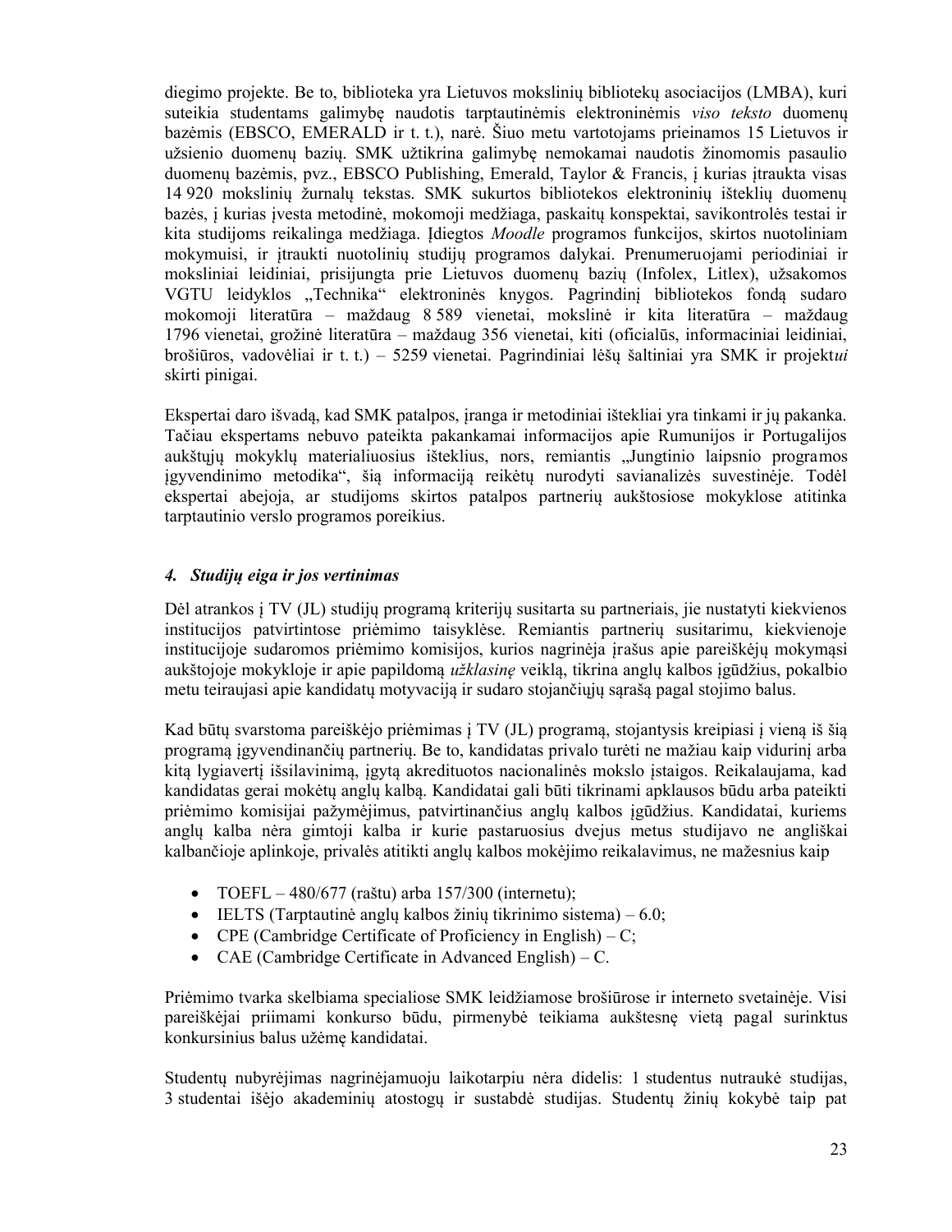diegimo projekte. Be to, biblioteka yra Lietuvos mokslinių bibliotekų asociacijos (LMBA), kuri suteikia studentams galimybę naudotis tarptautinėmis elektroninėmis *viso teksto* duomenų bazėmis (EBSCO, EMERALD ir t. t.), narė. Šiuo metu vartotojams prieinamos 15 Lietuvos ir užsienio duomenų bazių. SMK užtikrina galimybę nemokamai naudotis žinomomis pasaulio duomenų bazėmis, pvz., EBSCO Publishing, Emerald, Taylor & Francis, į kurias įtraukta visas 14 920 mokslinių žurnalų tekstas. SMK sukurtos bibliotekos elektroninių išteklių duomenų bazės, į kurias įvesta metodinė, mokomoji medžiaga, paskaitų konspektai, savikontrolės testai ir kita studijoms reikalinga medžiaga. Įdiegtos *Moodle* programos funkcijos, skirtos nuotoliniam mokymuisi, ir įtraukti nuotolinių studijų programos dalykai. Prenumeruojami periodiniai ir moksliniai leidiniai, prisijungta prie Lietuvos duomenų bazių (Infolex, Litlex), užsakomos VGTU leidyklos „Technika" elektroninės knygos. Pagrindinį bibliotekos fondą sudaro mokomoji literatūra – maždaug 8 589 vienetai, mokslinė ir kita literatūra – maždaug 1796 vienetai, grožinė literatūra – maždaug 356 vienetai, kiti (oficialūs, informaciniai leidiniai, brošiūros, vadovėliai ir t. t.) – 5259 vienetai. Pagrindiniai lėšų šaltiniai yra SMK ir projekt*ui* skirti pinigai.

Ekspertai daro išvadą, kad SMK patalpos, įranga ir metodiniai ištekliai yra tinkami ir jų pakanka. Tačiau ekspertams nebuvo pateikta pakankamai informacijos apie Rumunijos ir Portugalijos aukštųjų mokyklų materialiuosius išteklius, nors, remiantis „Jungtinio laipsnio programos įgyvendinimo metodika", šią informaciją reikėtų nurodyti savianalizės suvestinėje. Todėl ekspertai abejoja, ar studijoms skirtos patalpos partnerių aukštosiose mokyklose atitinka tarptautinio verslo programos poreikius.

### *4. Studijų eiga ir jos vertinimas*

Dėl atrankos į TV (JL) studijų programą kriterijų susitarta su partneriais, jie nustatyti kiekvienos institucijos patvirtintose priėmimo taisyklėse. Remiantis partnerių susitarimu, kiekvienoje institucijoje sudaromos priėmimo komisijos, kurios nagrinėja įrašus apie pareiškėjų mokymąsi aukštojoje mokykloje ir apie papildomą *užklasinę* veiklą, tikrina anglų kalbos įgūdžius, pokalbio metu teiraujasi apie kandidatų motyvaciją ir sudaro stojančiųjų sąrašą pagal stojimo balus.

Kad būtų svarstoma pareiškėjo priėmimas į TV (JL) programą, stojantysis kreipiasi į vieną iš šią programą įgyvendinančių partnerių. Be to, kandidatas privalo turėti ne mažiau kaip vidurinį arba kitą lygiavertį išsilavinimą, įgytą akredituotos nacionalinės mokslo įstaigos. Reikalaujama, kad kandidatas gerai mokėtų anglų kalbą. Kandidatai gali būti tikrinami apklausos būdu arba pateikti priėmimo komisijai pažymėjimus, patvirtinančius anglų kalbos įgūdžius. Kandidatai, kuriems anglų kalba nėra gimtoji kalba ir kurie pastaruosius dvejus metus studijavo ne angliškai kalbančioje aplinkoje, privalės atitikti anglų kalbos mokėjimo reikalavimus, ne mažesnius kaip

- TOEFL – 480/677 (raštu) arba 157/300 (internetu);
- IELTS (Tarptautinė anglų kalbos žinių tikrinimo sistema) – 6.0;
- CPE (Cambridge Certificate of Proficiency in English) – C;
- CAE (Cambridge Certificate in Advanced English) – C.

Priėmimo tvarka skelbiama specialiose SMK leidžiamose brošiūrose ir interneto svetainėje. Visi pareiškėjai priimami konkurso būdu, pirmenybė teikiama aukštesnę vietą pagal surinktus konkursinius balus užėmę kandidatai.

Studentų nubyrėjimas nagrinėjamuoju laikotarpiu nėra didelis: 1 studentus nutraukė studijas, 3 studentai išėjo akademinių atostogų ir sustabdė studijas. Studentų žinių kokybė taip pat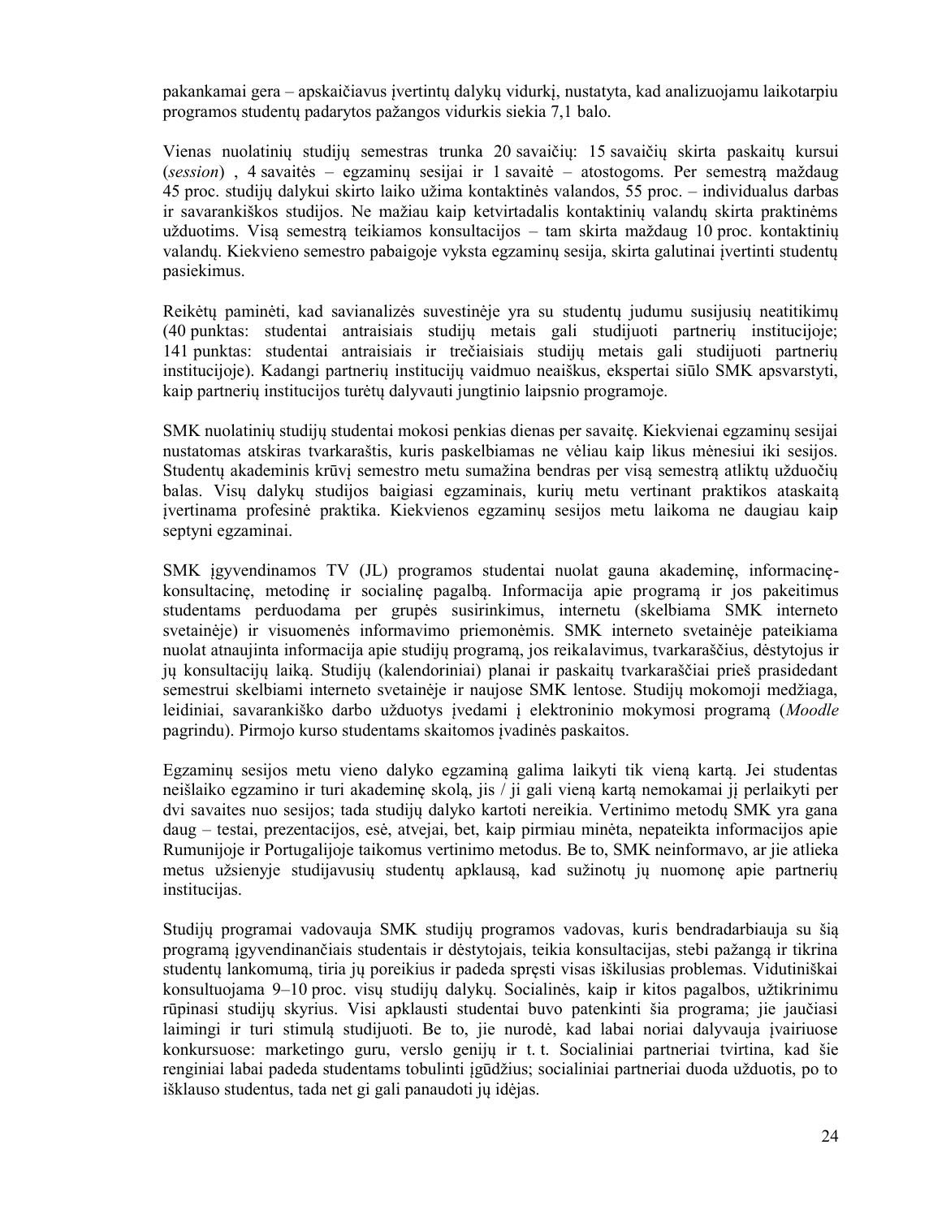pakankamai gera – apskaičiavus įvertintų dalykų vidurkį, nustatyta, kad analizuojamu laikotarpiu programos studentų padarytos pažangos vidurkis siekia 7,1 balo.

Vienas nuolatinių studijų semestras trunka 20 savaičių: 15 savaičių skirta paskaitų kursui (*session*) , 4 savaitės – egzaminų sesijai ir 1 savaitė – atostogoms. Per semestrą maždaug 45 proc. studijų dalykui skirto laiko užima kontaktinės valandos, 55 proc. – individualus darbas ir savarankiškos studijos. Ne mažiau kaip ketvirtadalis kontaktinių valandų skirta praktinėms užduotims. Visą semestrą teikiamos konsultacijos – tam skirta maždaug 10 proc. kontaktinių valandų. Kiekvieno semestro pabaigoje vyksta egzaminų sesija, skirta galutinai įvertinti studentų pasiekimus.

Reikėtų paminėti, kad savianalizės suvestinėje yra su studentų judumu susijusių neatitikimų (40 punktas: studentai antraisiais studijų metais gali studijuoti partnerių institucijoje; 141 punktas: studentai antraisiais ir trečiaisiais studijų metais gali studijuoti partnerių institucijoje). Kadangi partnerių institucijų vaidmuo neaiškus, ekspertai siūlo SMK apsvarstyti, kaip partnerių institucijos turėtų dalyvauti jungtinio laipsnio programoje.

SMK nuolatinių studijų studentai mokosi penkias dienas per savaitę. Kiekvienai egzaminų sesijai nustatomas atskiras tvarkaraštis, kuris paskelbiamas ne vėliau kaip likus mėnesiui iki sesijos. Studentų akademinis krūvį semestro metu sumažina bendras per visą semestrą atliktų užduočių balas. Visų dalykų studijos baigiasi egzaminais, kurių metu vertinant praktikos ataskaitą įvertinama profesinė praktika. Kiekvienos egzaminų sesijos metu laikoma ne daugiau kaip septyni egzaminai.

SMK įgyvendinamos TV (JL) programos studentai nuolat gauna akademinę, informacinę-konsultacinę, metodinę ir socialinę pagalbą. Informacija apie programą ir jos pakeitimus studentams perduodama per grupės susirinkimus, internetu (skelbiama SMK interneto svetainėje) ir visuomenės informavimo priemonėmis. SMK interneto svetainėje pateikiama nuolat atnaujinta informacija apie studijų programą, jos reikalavimus, tvarkaraščius, dėstytojus ir jų konsultacijų laiką. Studijų (kalendoriniai) planai ir paskaitų tvarkaraščiai prieš prasidedant semestrui skelbiami interneto svetainėje ir naujose SMK lentose. Studijų mokomoji medžiaga, leidiniai, savarankiško darbo užduotys įvedami į elektroninio mokymosi programą (*Moodle* pagrindu). Pirmojo kurso studentams skaitomos įvadinės paskaitos.

Egzaminų sesijos metu vieno dalyko egzaminą galima laikyti tik vieną kartą. Jei studentas neišlaiko egzamino ir turi akademinę skolą, jis / ji gali vieną kartą nemokamai jį perlaikyti per dvi savaites nuo sesijos; tada studijų dalyko kartoti nereikia. Vertinimo metodų SMK yra gana daug – testai, prezentacijos, esė, atvejai, bet, kaip pirmiau minėta, nepateikta informacijos apie Rumunijoje ir Portugalijoje taikomus vertinimo metodus. Be to, SMK neinformavo, ar jie atlieka metus užsienyje studijavusių studentų apklausą, kad sužinotų jų nuomonę apie partnerių institucijas.

Studijų programai vadovauja SMK studijų programos vadovas, kuris bendradarbiauja su šią programą įgyvendinančiais studentais ir dėstytojais, teikia konsultacijas, stebi pažangą ir tikrina studentų lankomumą, tiria jų poreikius ir padeda spręsti visas iškilusias problemas. Vidutiniškai konsultuojama 9–10 proc. visų studijų dalykų. Socialinės, kaip ir kitos pagalbos, užtikrinimu rūpinasi studijų skyrius. Visi apklausti studentai buvo patenkinti šia programa; jie jaučiasi laimingi ir turi stimulą studijuoti. Be to, jie nurodė, kad labai noriai dalyvauja įvairiuose konkursuose: marketingo guru, verslo genijų ir t. t. Socialiniai partneriai tvirtina, kad šie renginiai labai padeda studentams tobulinti įgūdžius; socialiniai partneriai duoda užduotis, po to išklauso studentus, tada net gi gali panaudoti jų idėjas.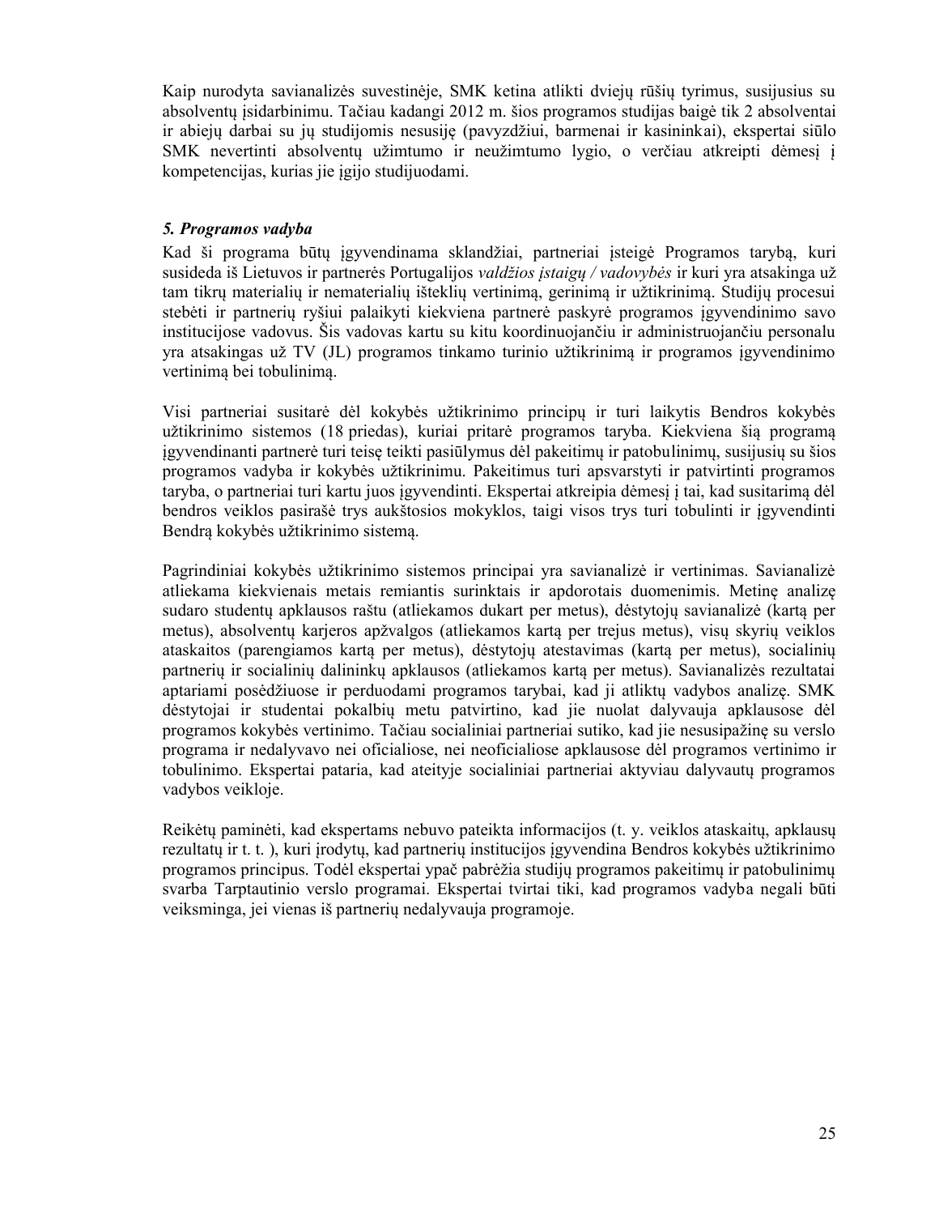Kaip nurodyta savianalizės suvestinėje, SMK ketina atlikti dviejų rūšių tyrimus, susijusius su absolventų įsidarbinimu. Tačiau kadangi 2012 m. šios programos studijas baigė tik 2 absolventai ir abiejų darbai su jų studijomis nesusiję (pavyzdžiui, barmenai ir kasininkai), ekspertai siūlo SMK nevertinti absolventų užimtumo ir neužimtumo lygio, o verčiau atkreipti dėmesį į kompetencijas, kurias jie įgijo studijuodami.

### *5. Programos vadyba*

Kad ši programa būtų įgyvendinama sklandžiai, partneriai įsteigė Programos tarybą, kuri susideda iš Lietuvos ir partnerės Portugalijos *valdžios įstaigų / vadovybės* ir kuri yra atsakinga už tam tikrų materialių ir nematerialių išteklių vertinimą, gerinimą ir užtikrinimą. Studijų procesui stebėti ir partnerių ryšiui palaikyti kiekviena partnerė paskyrė programos įgyvendinimo savo institucijose vadovus. Šis vadovas kartu su kitu koordinuojančiu ir administruojančiu personalu yra atsakingas už TV (JL) programos tinkamo turinio užtikrinimą ir programos įgyvendinimo vertinimą bei tobulinimą.

Visi partneriai susitarė dėl kokybės užtikrinimo principų ir turi laikytis Bendros kokybės užtikrinimo sistemos (18 priedas), kuriai pritarė programos taryba. Kiekviena šią programą įgyvendinanti partnerė turi teisę teikti pasiūlymus dėl pakeitimų ir patobulinimų, susijusių su šios programos vadyba ir kokybės užtikrinimu. Pakeitimus turi apsvarstyti ir patvirtinti programos taryba, o partneriai turi kartu juos įgyvendinti. Ekspertai atkreipia dėmesį į tai, kad susitarimą dėl bendros veiklos pasirašė trys aukštosios mokyklos, taigi visos trys turi tobulinti ir įgyvendinti Bendrą kokybės užtikrinimo sistemą.

Pagrindiniai kokybės užtikrinimo sistemos principai yra savianalizė ir vertinimas. Savianalizė atliekama kiekvienais metais remiantis surinktais ir apdorotais duomenimis. Metinę analizę sudaro studentų apklausos raštu (atliekamos dukart per metus), dėstytojų savianalizė (kartą per metus), absolventų karjeros apžvalgos (atliekamos kartą per trejus metus), visų skyrių veiklos ataskaitos (parengiamos kartą per metus), dėstytojų atestavimas (kartą per metus), socialinių partnerių ir socialinių dalininkų apklausos (atliekamos kartą per metus). Savianalizės rezultatai aptariami posėdžiuose ir perduodami programos tarybai, kad ji atliktų vadybos analizę. SMK dėstytojai ir studentai pokalbių metu patvirtino, kad jie nuolat dalyvauja apklausose dėl programos kokybės vertinimo. Tačiau socialiniai partneriai sutiko, kad jie nesusipažinę su verslo programa ir nedalyvavo nei oficialiose, nei neoficialiose apklausose dėl programos vertinimo ir tobulinimo. Ekspertai pataria, kad ateityje socialiniai partneriai aktyviau dalyvautų programos vadybos veikloje.

Reikėtų paminėti, kad ekspertams nebuvo pateikta informacijos (t. y. veiklos ataskaitų, apklausų rezultatų ir t. t. ), kuri įrodytų, kad partnerių institucijos įgyvendina Bendros kokybės užtikrinimo programos principus. Todėl ekspertai ypač pabrėžia studijų programos pakeitimų ir patobulinimų svarba Tarptautinio verslo programai. Ekspertai tvirtai tiki, kad programos vadyba negali būti veiksminga, jei vienas iš partnerių nedalyvauja programoje.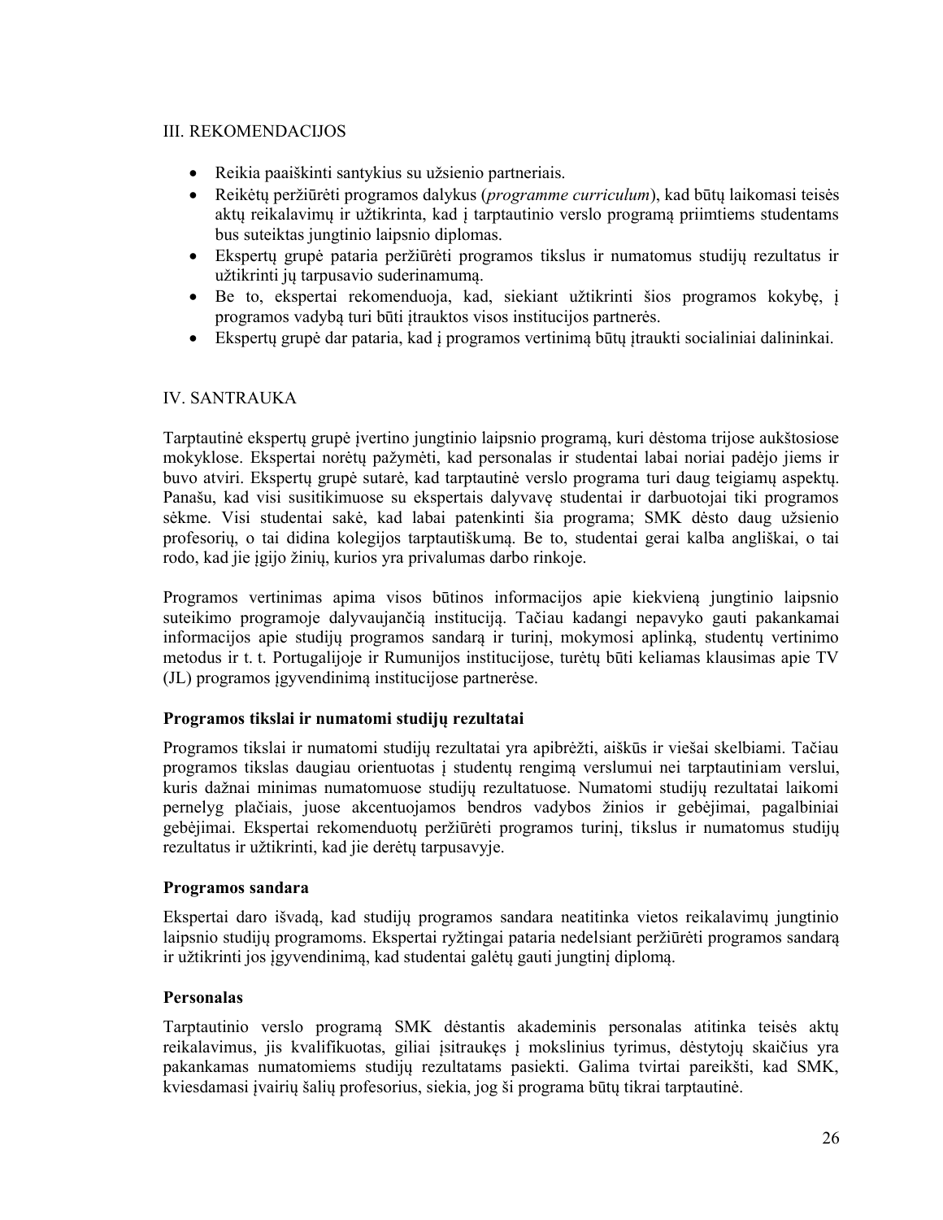## III. REKOMENDACIJOS

- Reikia paaiškinti santykius su užsienio partneriais.
- Reikėtų peržiūrėti programos dalykus (*programme curriculum*), kad būtų laikomasi teisės aktų reikalavimų ir užtikrinta, kad į tarptautinio verslo programą priimtiems studentams bus suteiktas jungtinio laipsnio diplomas.
- Ekspertų grupė pataria peržiūrėti programos tikslus ir numatomus studijų rezultatus ir užtikrinti jų tarpusavio suderinamumą.
- Be to, ekspertai rekomenduoja, kad, siekiant užtikrinti šios programos kokybę, į programos vadybą turi būti įtrauktos visos institucijos partnerės.
- Ekspertų grupė dar pataria, kad į programos vertinimą būtų įtraukti socialiniai dalininkai.

## IV. SANTRAUKA

Tarptautinė ekspertų grupė įvertino jungtinio laipsnio programą, kuri dėstoma trijose aukštosiose mokyklose. Ekspertai norėtų pažymėti, kad personalas ir studentai labai noriai padėjo jiems ir buvo atviri. Ekspertų grupė sutarė, kad tarptautinė verslo programa turi daug teigiamų aspektų. Panašu, kad visi susitikimuose su ekspertais dalyvavę studentai ir darbuotojai tiki programos sėkme. Visi studentai sakė, kad labai patenkinti šia programa; SMK dėsto daug užsienio profesorių, o tai didina kolegijos tarptautiškumą. Be to, studentai gerai kalba angliškai, o tai rodo, kad jie įgijo žinių, kurios yra privalumas darbo rinkoje.

Programos vertinimas apima visos būtinos informacijos apie kiekvieną jungtinio laipsnio suteikimo programoje dalyvaujančią instituciją. Tačiau kadangi nepavyko gauti pakankamai informacijos apie studijų programos sandarą ir turinį, mokymosi aplinką, studentų vertinimo metodus ir t. t. Portugalijoje ir Rumunijos institucijose, turėtų būti keliamas klausimas apie TV (JL) programos įgyvendinimą institucijose partnerėse.

### Programos tikslai ir numatomi studijų rezultatai

Programos tikslai ir numatomi studijų rezultatai yra apibrėžti, aiškūs ir viešai skelbiami. Tačiau programos tikslas daugiau orientuotas į studentų rengimą verslumui nei tarptautiniam verslui, kuris dažnai minimas numatomuose studijų rezultatuose. Numatomi studijų rezultatai laikomi pernelyg plačiais, juose akcentuojamos bendros vadybos žinios ir gebėjimai, pagalbiniai gebėjimai. Ekspertai rekomenduotų peržiūrėti programos turinį, tikslus ir numatomus studijų rezultatus ir užtikrinti, kad jie derėtų tarpusavyje.

### Programos sandara

Ekspertai daro išvadą, kad studijų programos sandara neatitinka vietos reikalavimų jungtinio laipsnio studijų programoms. Ekspertai ryžtingai pataria nedelsiant peržiūrėti programos sandarą ir užtikrinti jos įgyvendinimą, kad studentai galėtų gauti jungtinį diplomą.

### Personalas

Tarptautinio verslo programą SMK dėstantis akademinis personalas atitinka teisės aktų reikalavimus, jis kvalifikuotas, giliai įsitraukęs į mokslinius tyrimus, dėstytojų skaičius yra pakankamas numatomiems studijų rezultatams pasiekti. Galima tvirtai pareikšti, kad SMK, kviesdamasi įvairių šalių profesorius, siekia, jog ši programa būtų tikrai tarptautinė.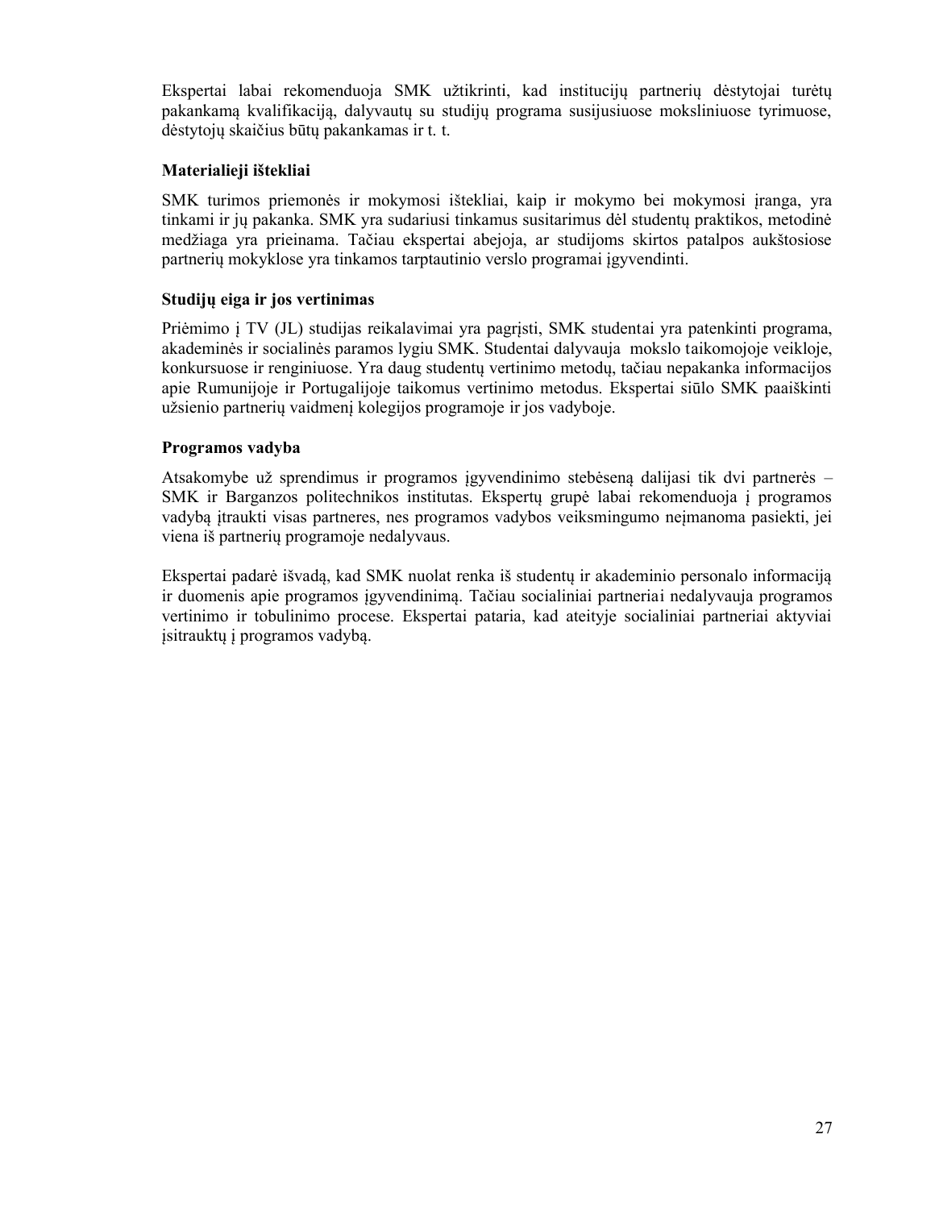Ekspertai labai rekomenduoja SMK užtikrinti, kad institucijų partnerių dėstytojai turėtų pakankamą kvalifikaciją, dalyvautų su studijų programa susijusiuose moksliniuose tyrimuose, dėstytojų skaičius būtų pakankamas ir t. t.

**Materialieji ištekliai**

SMK turimos priemonės ir mokymosi ištekliai, kaip ir mokymo bei mokymosi įranga, yra tinkami ir jų pakanka. SMK yra sudariusi tinkamus susitarimus dėl studentų praktikos, metodinė medžiaga yra prieinama. Tačiau ekspertai abejoja, ar studijoms skirtos patalpos aukštosiose partnerių mokyklose yra tinkamos tarptautinio verslo programai įgyvendinti.

**Studijų eiga ir jos vertinimas**

Priėmimo į TV (JL) studijas reikalavimai yra pagrįsti, SMK studentai yra patenkinti programa, akademinės ir socialinės paramos lygiu SMK. Studentai dalyvauja mokslo taikomojoje veikloje, konkursuose ir renginiuose. Yra daug studentų vertinimo metodų, tačiau nepakanka informacijos apie Rumunijoje ir Portugalijoje taikomus vertinimo metodus. Ekspertai siūlo SMK paaiškinti užsienio partnerių vaidmenį kolegijos programoje ir jos vadyboje.

**Programos vadyba**

Atsakomybe už sprendimus ir programos įgyvendinimo stebėseną dalijasi tik dvi partnerės – SMK ir Barganzos politechnikos institutas. Ekspertų grupė labai rekomenduoja į programos vadybą įtraukti visas partneres, nes programos vadybos veiksmingumo neįmanoma pasiekti, jei viena iš partnerių programoje nedalyvaus.

Ekspertai padarė išvadą, kad SMK nuolat renka iš studentų ir akademinio personalo informaciją ir duomenis apie programos įgyvendinimą. Tačiau socialiniai partneriai nedalyvauja programos vertinimo ir tobulinimo procese. Ekspertai pataria, kad ateityje socialiniai partneriai aktyviai įsitrauktų į programos vadybą.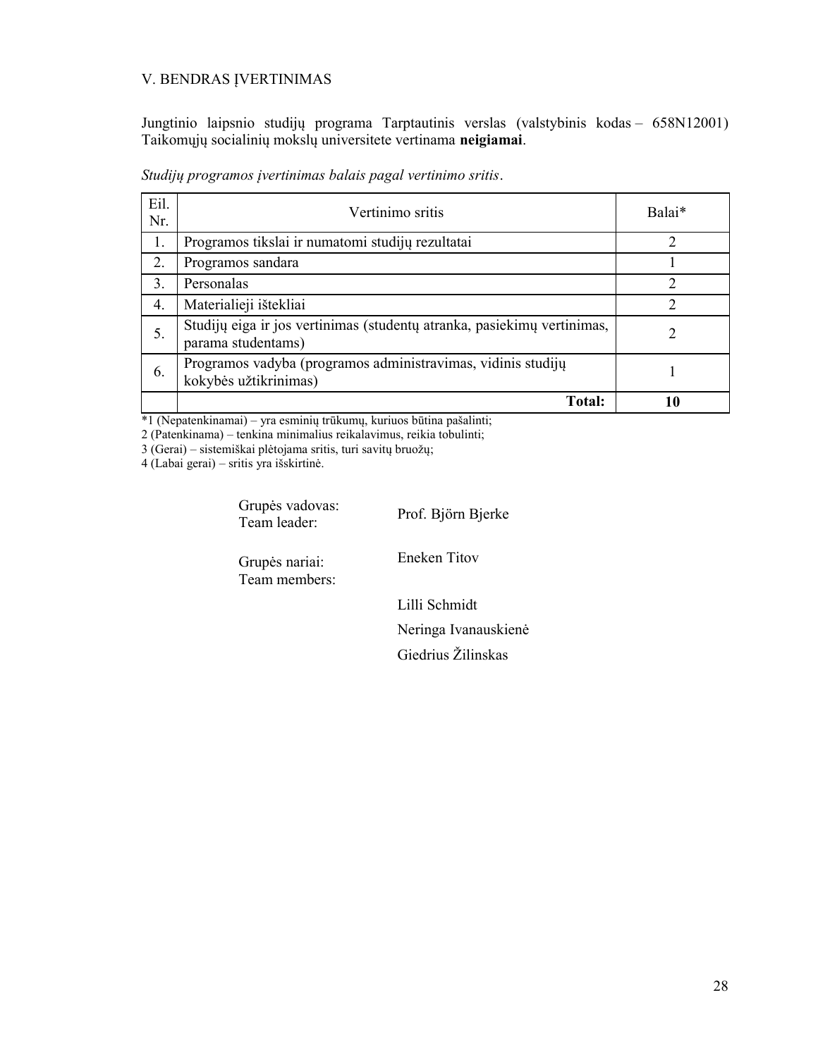## V. BENDRAS ĮVERTINIMAS

Jungtinio laipsnio studijų programa Tarptautinis verslas (valstybinis kodas – 658N12001) Taikomųjų socialinių mokslų universitete vertinama **neigiamai**.

*Studijų programos įvertinimas balais pagal vertinimo sritis*.

| Eil. Nr. | Vertinimo sritis | Balai* |
|---|---|---|
| 1. | Programos tikslai ir numatomi studijų rezultatai | 2 |
| 2. | Programos sandara | 1 |
| 3. | Personalas | 2 |
| 4. | Materialieji ištekliai | 2 |
| 5. | Studijų eiga ir jos vertinimas (studentų atranka, pasiekimų vertinimas, parama studentams) | 2 |
| 6. | Programos vadyba (programos administravimas, vidinis studijų kokybės užtikrinimas) | 1 |
| | **Total:** | **10** |

*1 (Nepatenkinamai) – yra esminių trūkumų, kuriuos būtina pašalinti;
2 (Patenkinama) – tenkina minimalius reikalavimus, reikia tobulinti;
3 (Gerai) – sistemiškai plėtojama sritis, turi savitų bruožų;
4 (Labai gerai) – sritis yra išskirtinė.

Grupės vadovas:
Team leader: Prof. Björn Bjerke

Grupės nariai:
Team members:
Eneken Titov
Lilli Schmidt
Neringa Ivanauskienė
Giedrius Žilinskas